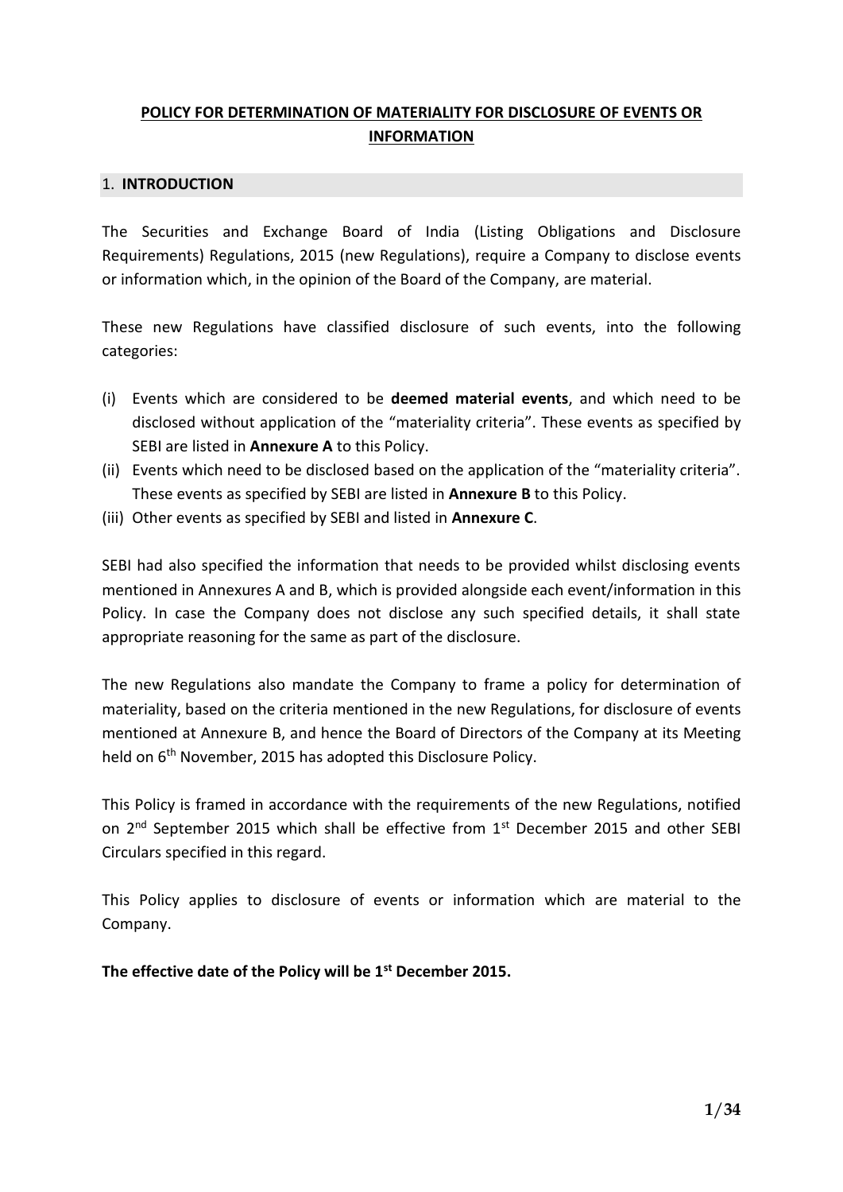# POLICY FOR DETERMINATION OF MATERIALITY FOR DISCLOSURE OF EVENTS OR INFORMATION

## 1. INTRODUCTION

The Securities and Exchange Board of India (Listing Obligations and Disclosure Requirements) Regulations, 2015 (new Regulations), require a Company to disclose events or information which, in the opinion of the Board of the Company, are material.

These new Regulations have classified disclosure of such events, into the following categories:

(i) Events which are considered to be **deemed material events**, and which need to be disclosed without application of the "materiality criteria". These events as specified by SEBI are listed in **Annexure A** to this Policy.
(ii) Events which need to be disclosed based on the application of the "materiality criteria". These events as specified by SEBI are listed in **Annexure B** to this Policy.
(iii) Other events as specified by SEBI and listed in **Annexure C**.

SEBI had also specified the information that needs to be provided whilst disclosing events mentioned in Annexures A and B, which is provided alongside each event/information in this Policy. In case the Company does not disclose any such specified details, it shall state appropriate reasoning for the same as part of the disclosure.

The new Regulations also mandate the Company to frame a policy for determination of materiality, based on the criteria mentioned in the new Regulations, for disclosure of events mentioned at Annexure B, and hence the Board of Directors of the Company at its Meeting held on 6th November, 2015 has adopted this Disclosure Policy.

This Policy is framed in accordance with the requirements of the new Regulations, notified on 2nd September 2015 which shall be effective from 1st December 2015 and other SEBI Circulars specified in this regard.

This Policy applies to disclosure of events or information which are material to the Company.

**The effective date of the Policy will be 1st December 2015.**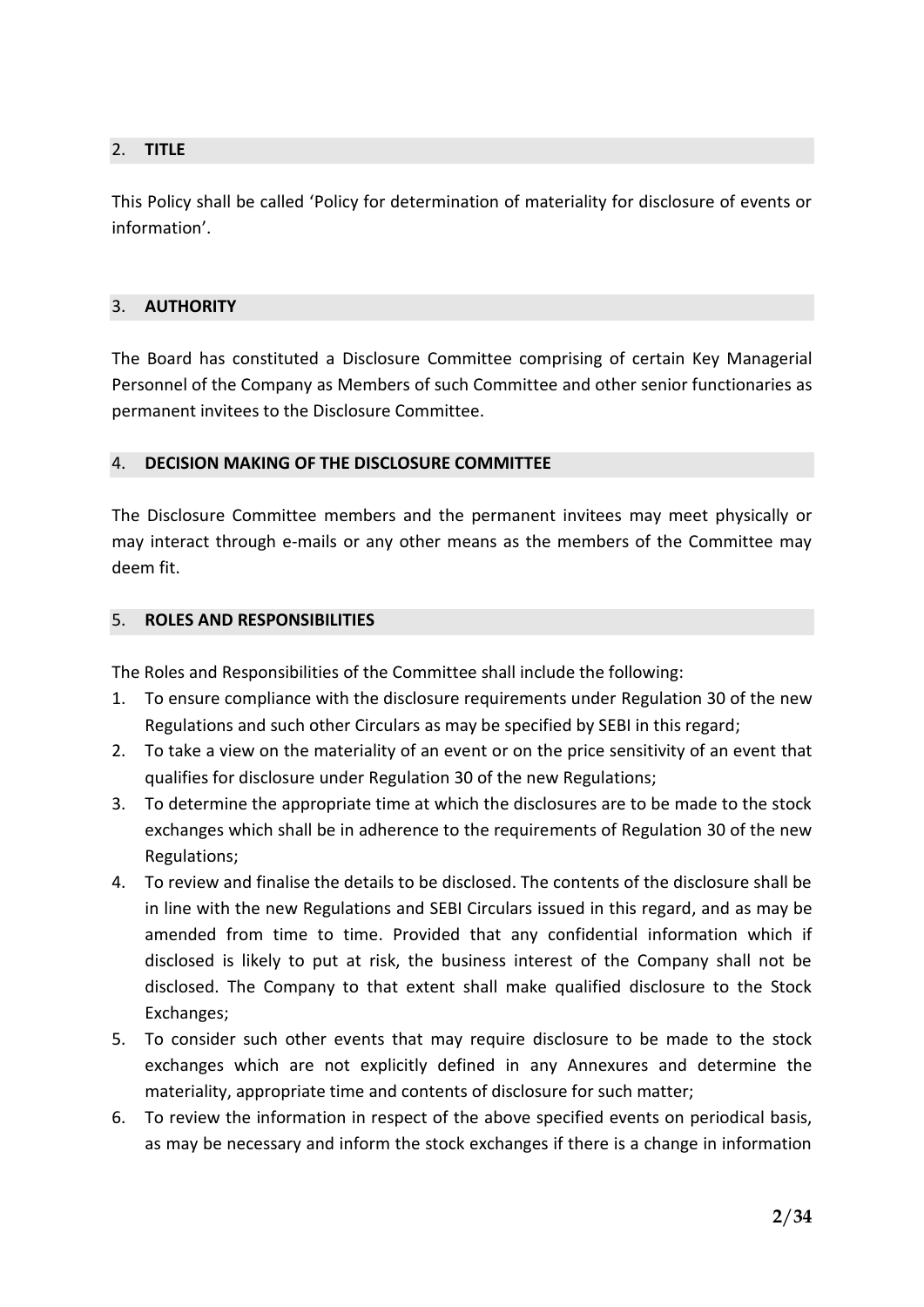## 2. TITLE

This Policy shall be called 'Policy for determination of materiality for disclosure of events or information'.

## 3. AUTHORITY

The Board has constituted a Disclosure Committee comprising of certain Key Managerial Personnel of the Company as Members of such Committee and other senior functionaries as permanent invitees to the Disclosure Committee.

## 4. DECISION MAKING OF THE DISCLOSURE COMMITTEE

The Disclosure Committee members and the permanent invitees may meet physically or may interact through e-mails or any other means as the members of the Committee may deem fit.

## 5. ROLES AND RESPONSIBILITIES

The Roles and Responsibilities of the Committee shall include the following:

1. To ensure compliance with the disclosure requirements under Regulation 30 of the new Regulations and such other Circulars as may be specified by SEBI in this regard;
2. To take a view on the materiality of an event or on the price sensitivity of an event that qualifies for disclosure under Regulation 30 of the new Regulations;
3. To determine the appropriate time at which the disclosures are to be made to the stock exchanges which shall be in adherence to the requirements of Regulation 30 of the new Regulations;
4. To review and finalise the details to be disclosed. The contents of the disclosure shall be in line with the new Regulations and SEBI Circulars issued in this regard, and as may be amended from time to time. Provided that any confidential information which if disclosed is likely to put at risk, the business interest of the Company shall not be disclosed. The Company to that extent shall make qualified disclosure to the Stock Exchanges;
5. To consider such other events that may require disclosure to be made to the stock exchanges which are not explicitly defined in any Annexures and determine the materiality, appropriate time and contents of disclosure for such matter;
6. To review the information in respect of the above specified events on periodical basis, as may be necessary and inform the stock exchanges if there is a change in information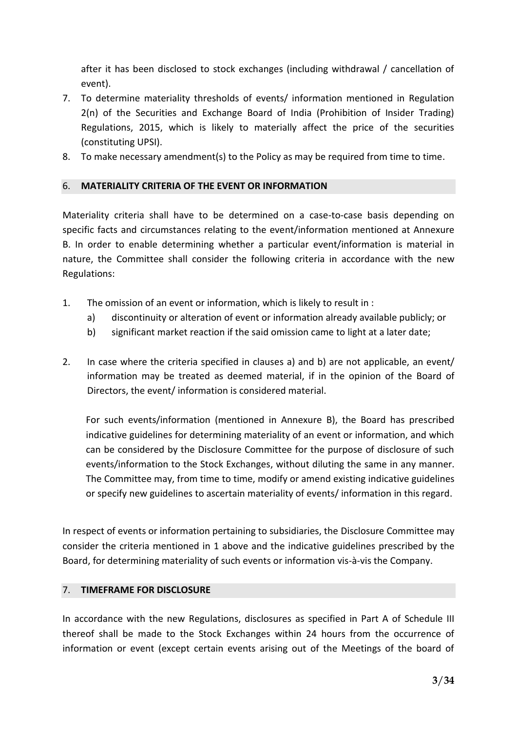after it has been disclosed to stock exchanges (including withdrawal / cancellation of event).

7. To determine materiality thresholds of events/ information mentioned in Regulation 2(n) of the Securities and Exchange Board of India (Prohibition of Insider Trading) Regulations, 2015, which is likely to materially affect the price of the securities (constituting UPSI).
8. To make necessary amendment(s) to the Policy as may be required from time to time.

## 6. MATERIALITY CRITERIA OF THE EVENT OR INFORMATION

Materiality criteria shall have to be determined on a case-to-case basis depending on specific facts and circumstances relating to the event/information mentioned at Annexure B. In order to enable determining whether a particular event/information is material in nature, the Committee shall consider the following criteria in accordance with the new Regulations:

1. The omission of an event or information, which is likely to result in :
   a) discontinuity or alteration of event or information already available publicly; or
   b) significant market reaction if the said omission came to light at a later date;

2. In case where the criteria specified in clauses a) and b) are not applicable, an event/ information may be treated as deemed material, if in the opinion of the Board of Directors, the event/ information is considered material.

   For such events/information (mentioned in Annexure B), the Board has prescribed indicative guidelines for determining materiality of an event or information, and which can be considered by the Disclosure Committee for the purpose of disclosure of such events/information to the Stock Exchanges, without diluting the same in any manner. The Committee may, from time to time, modify or amend existing indicative guidelines or specify new guidelines to ascertain materiality of events/ information in this regard.

In respect of events or information pertaining to subsidiaries, the Disclosure Committee may consider the criteria mentioned in 1 above and the indicative guidelines prescribed by the Board, for determining materiality of such events or information vis-à-vis the Company.

## 7. TIMEFRAME FOR DISCLOSURE

In accordance with the new Regulations, disclosures as specified in Part A of Schedule III thereof shall be made to the Stock Exchanges within 24 hours from the occurrence of information or event (except certain events arising out of the Meetings of the board of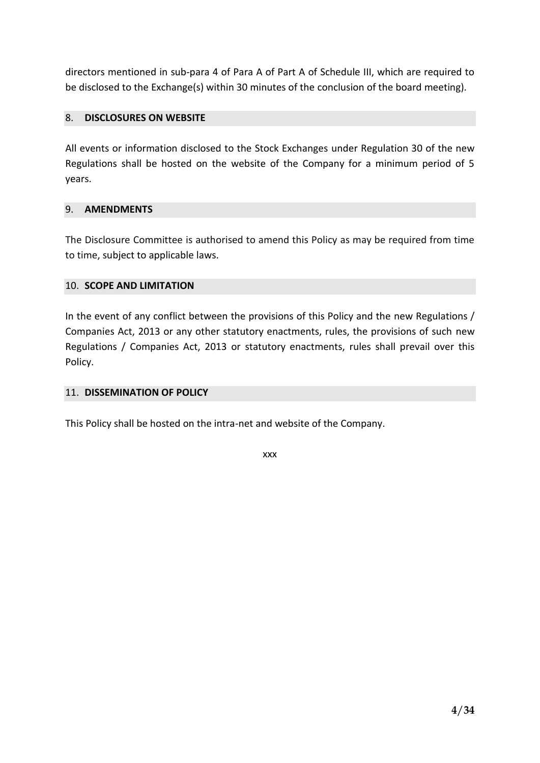directors mentioned in sub-para 4 of Para A of Part A of Schedule III, which are required to be disclosed to the Exchange(s) within 30 minutes of the conclusion of the board meeting).

## 8. DISCLOSURES ON WEBSITE

All events or information disclosed to the Stock Exchanges under Regulation 30 of the new Regulations shall be hosted on the website of the Company for a minimum period of 5 years.

## 9. AMENDMENTS

The Disclosure Committee is authorised to amend this Policy as may be required from time to time, subject to applicable laws.

## 10. SCOPE AND LIMITATION

In the event of any conflict between the provisions of this Policy and the new Regulations / Companies Act, 2013 or any other statutory enactments, rules, the provisions of such new Regulations / Companies Act, 2013 or statutory enactments, rules shall prevail over this Policy.

## 11. DISSEMINATION OF POLICY

This Policy shall be hosted on the intra-net and website of the Company.

xxx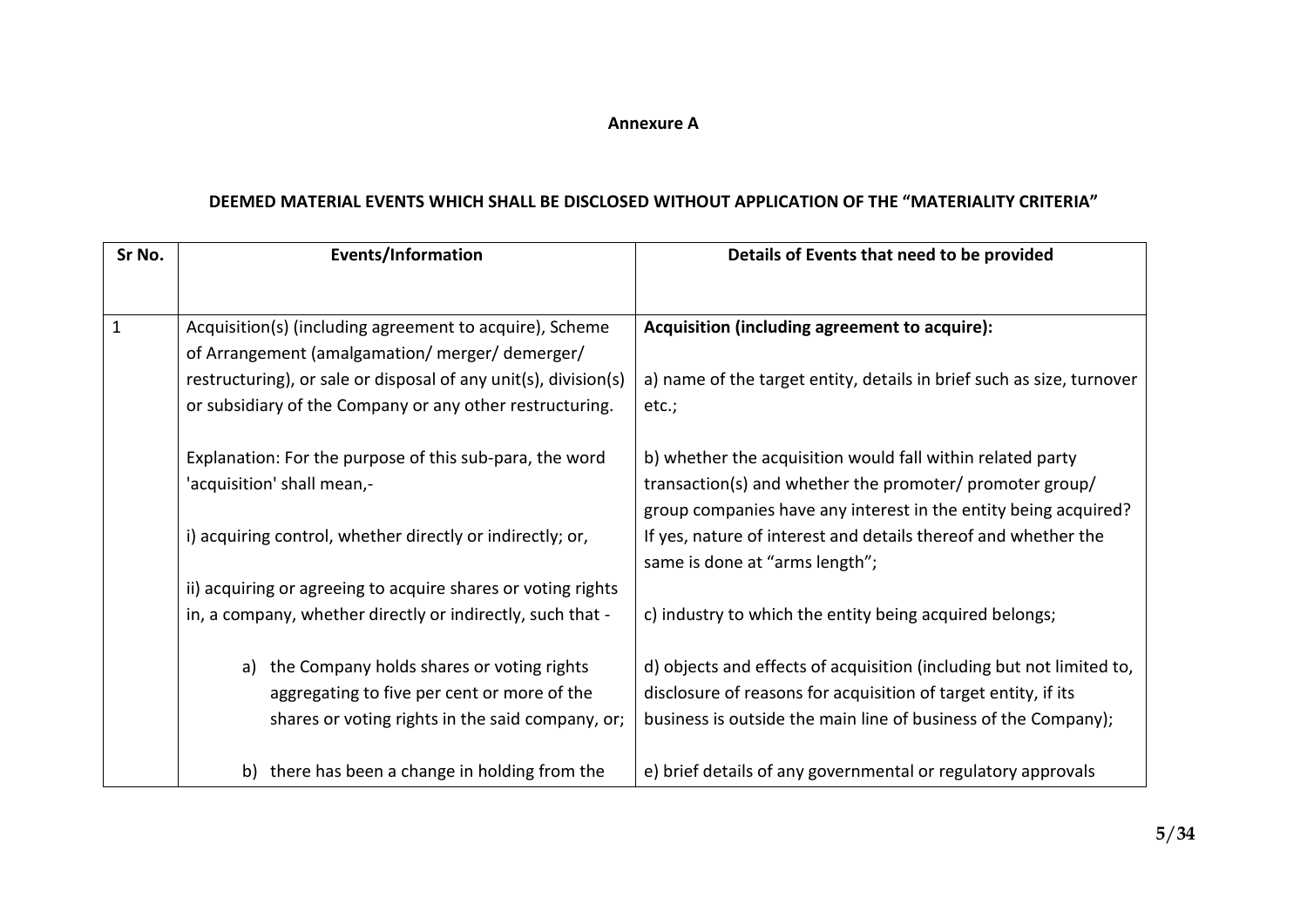**Annexure A**

**DEEMED MATERIAL EVENTS WHICH SHALL BE DISCLOSED WITHOUT APPLICATION OF THE "MATERIALITY CRITERIA"**

| Sr No. | Events/Information | Details of Events that need to be provided |
|---|---|---|
| 1 | Acquisition(s) (including agreement to acquire), Scheme of Arrangement (amalgamation/ merger/ demerger/ restructuring), or sale or disposal of any unit(s), division(s) or subsidiary of the Company or any other restructuring.<br><br>Explanation: For the purpose of this sub-para, the word 'acquisition' shall mean,-<br><br>i) acquiring control, whether directly or indirectly; or,<br><br>ii) acquiring or agreeing to acquire shares or voting rights in, a company, whether directly or indirectly, such that -<br><br>a) the Company holds shares or voting rights aggregating to five per cent or more of the shares or voting rights in the said company, or;<br><br>b) there has been a change in holding from the | **Acquisition (including agreement to acquire):**<br><br>a) name of the target entity, details in brief such as size, turnover etc.;<br><br>b) whether the acquisition would fall within related party transaction(s) and whether the promoter/ promoter group/ group companies have any interest in the entity being acquired? If yes, nature of interest and details thereof and whether the same is done at "arms length";<br><br>c) industry to which the entity being acquired belongs;<br><br>d) objects and effects of acquisition (including but not limited to, disclosure of reasons for acquisition of target entity, if its business is outside the main line of business of the Company);<br><br>e) brief details of any governmental or regulatory approvals |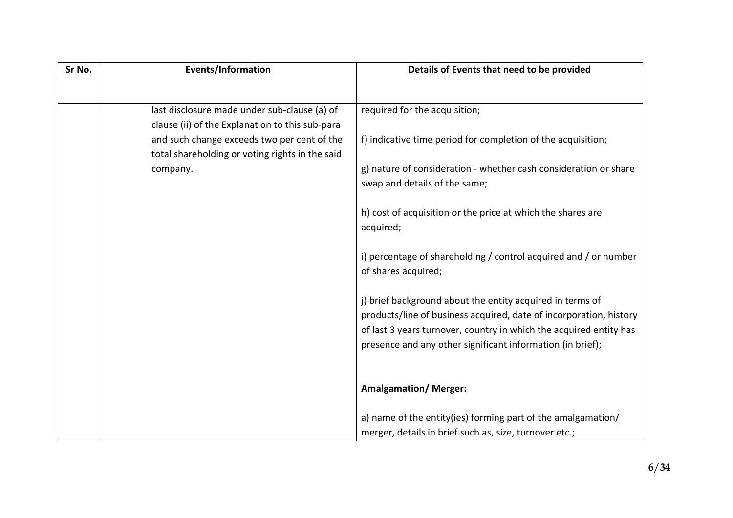| Sr No. | Events/Information | Details of Events that need to be provided |
|---|---|---|
| | last disclosure made under sub-clause (a) of clause (ii) of the Explanation to this sub-para and such change exceeds two per cent of the total shareholding or voting rights in the said company. | required for the acquisition;<br><br>f) indicative time period for completion of the acquisition;<br><br>g) nature of consideration - whether cash consideration or share swap and details of the same;<br><br>h) cost of acquisition or the price at which the shares are acquired;<br><br>i) percentage of shareholding / control acquired and / or number of shares acquired;<br><br>j) brief background about the entity acquired in terms of products/line of business acquired, date of incorporation, history of last 3 years turnover, country in which the acquired entity has presence and any other significant information (in brief);<br><br>**Amalgamation/ Merger:**<br><br>a) name of the entity(ies) forming part of the amalgamation/ merger, details in brief such as, size, turnover etc.; |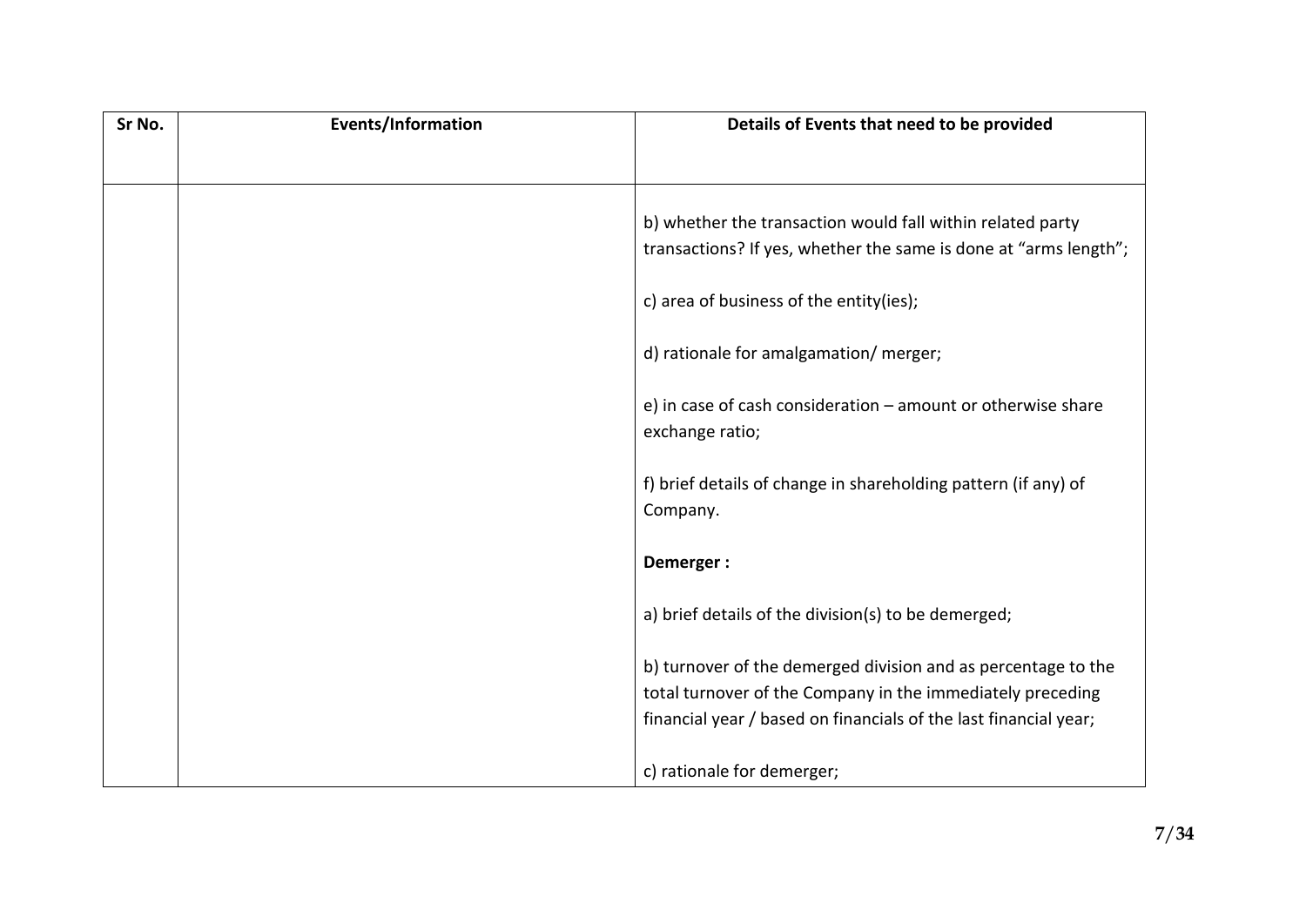| Sr No. | Events/Information | Details of Events that need to be provided |
| --- | --- | --- |
| | | b) whether the transaction would fall within related party transactions? If yes, whether the same is done at "arms length";<br><br>c) area of business of the entity(ies);<br><br>d) rationale for amalgamation/ merger;<br><br>e) in case of cash consideration – amount or otherwise share exchange ratio;<br><br>f) brief details of change in shareholding pattern (if any) of Company.<br><br>**Demerger :**<br><br>a) brief details of the division(s) to be demerged;<br><br>b) turnover of the demerged division and as percentage to the total turnover of the Company in the immediately preceding financial year / based on financials of the last financial year;<br><br>c) rationale for demerger; |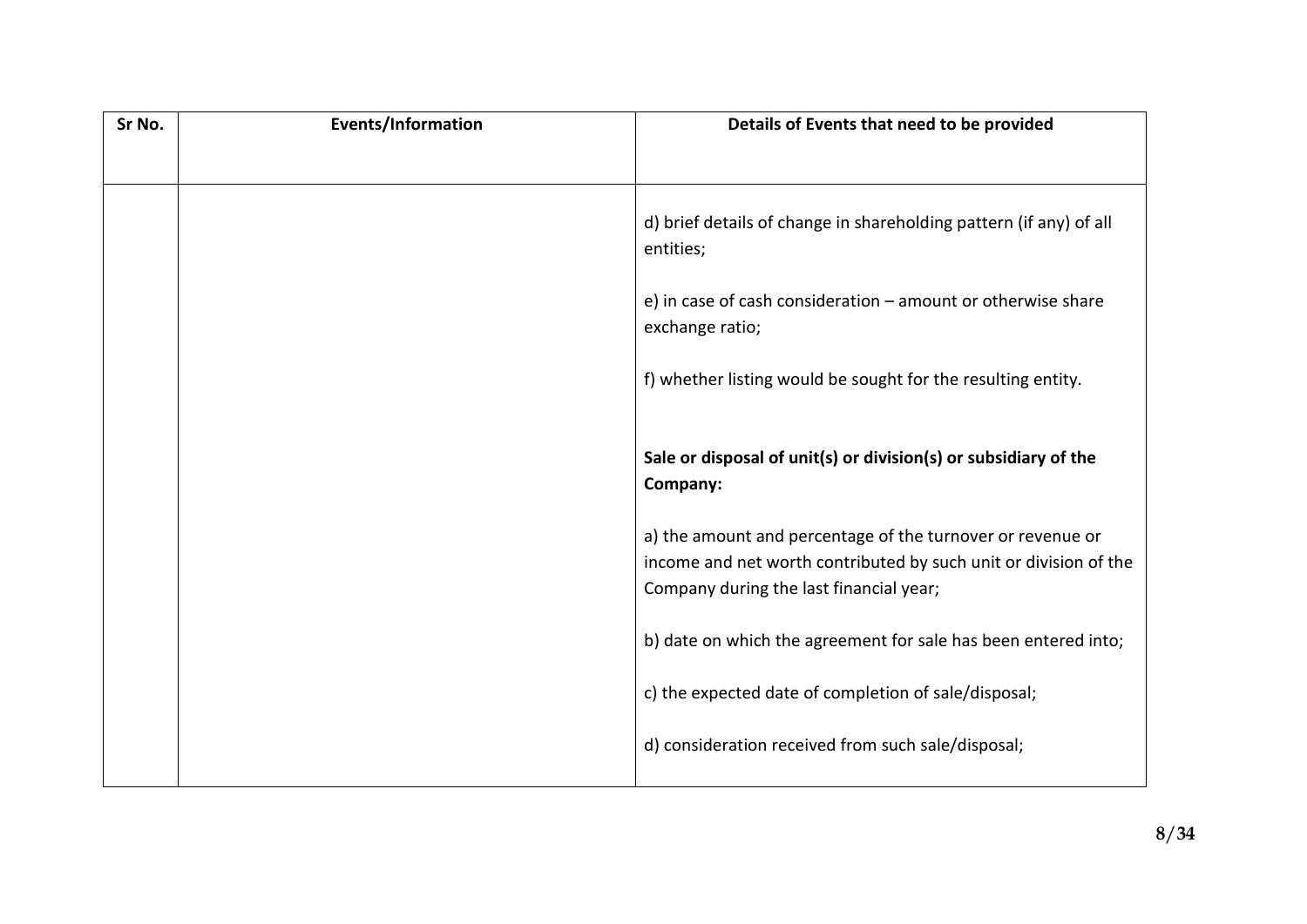| Sr No. | Events/Information | Details of Events that need to be provided |
|---|---|---|
| | | d) brief details of change in shareholding pattern (if any) of all entities;<br><br>e) in case of cash consideration – amount or otherwise share exchange ratio;<br><br>f) whether listing would be sought for the resulting entity.<br><br>**Sale or disposal of unit(s) or division(s) or subsidiary of the Company:**<br><br>a) the amount and percentage of the turnover or revenue or income and net worth contributed by such unit or division of the Company during the last financial year;<br><br>b) date on which the agreement for sale has been entered into;<br><br>c) the expected date of completion of sale/disposal;<br><br>d) consideration received from such sale/disposal; |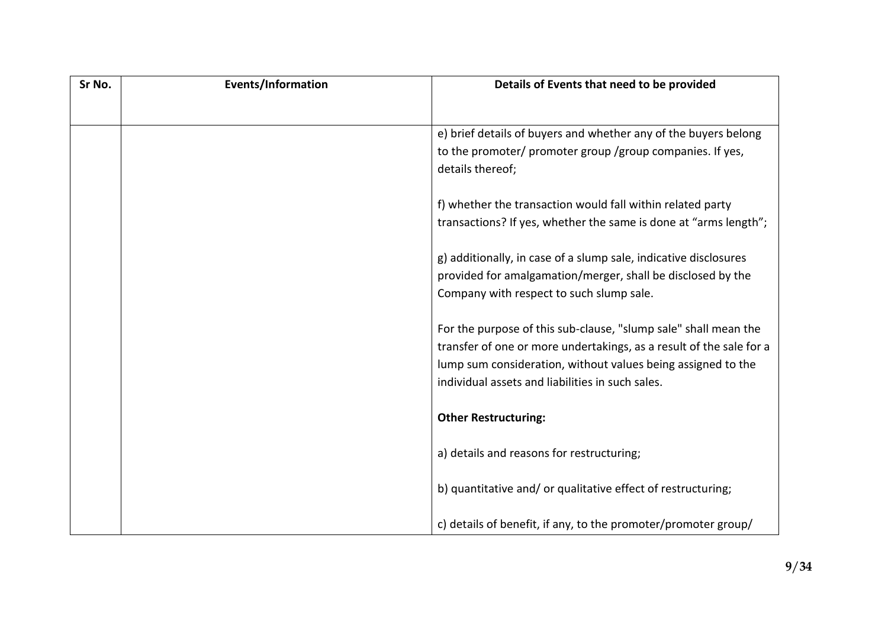| Sr No. | Events/Information | Details of Events that need to be provided |
|---|---|---|
| | | e) brief details of buyers and whether any of the buyers belong to the promoter/ promoter group /group companies. If yes, details thereof;<br><br>f) whether the transaction would fall within related party transactions? If yes, whether the same is done at "arms length";<br><br>g) additionally, in case of a slump sale, indicative disclosures provided for amalgamation/merger, shall be disclosed by the Company with respect to such slump sale.<br><br>For the purpose of this sub-clause, "slump sale" shall mean the transfer of one or more undertakings, as a result of the sale for a lump sum consideration, without values being assigned to the individual assets and liabilities in such sales.<br><br>**Other Restructuring:**<br><br>a) details and reasons for restructuring;<br><br>b) quantitative and/ or qualitative effect of restructuring;<br><br>c) details of benefit, if any, to the promoter/promoter group/ |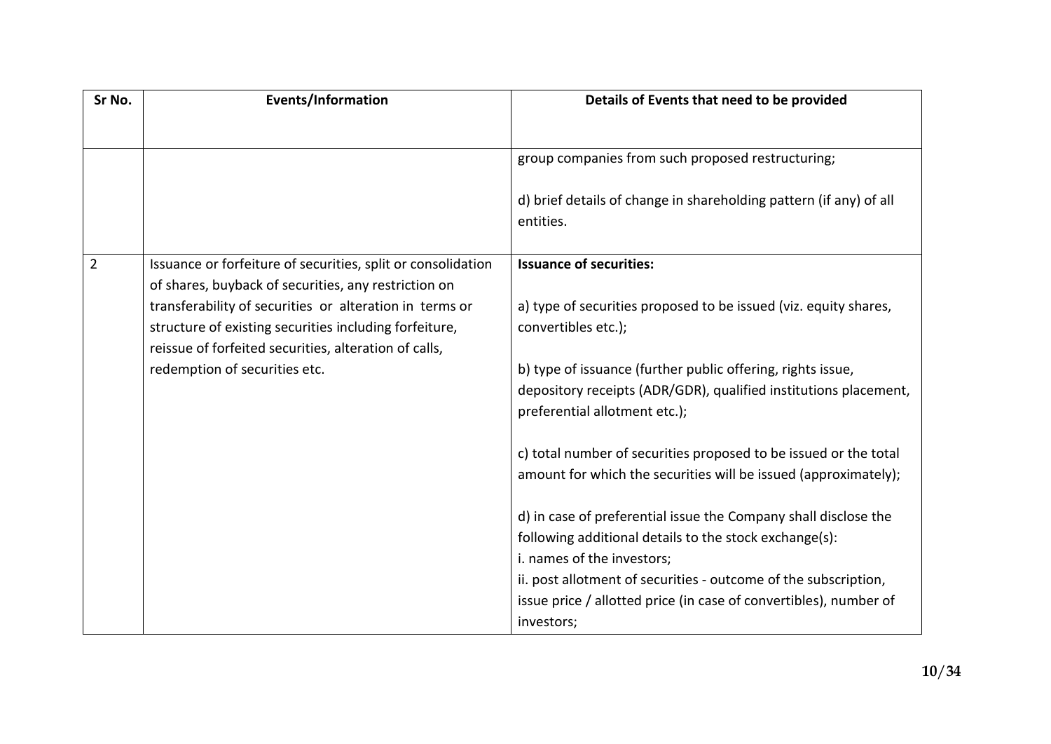| Sr No. | Events/Information | Details of Events that need to be provided |
|---|---|---|
| | | group companies from such proposed restructuring;<br><br>d) brief details of change in shareholding pattern (if any) of all entities. |
| 2 | Issuance or forfeiture of securities, split or consolidation of shares, buyback of securities, any restriction on transferability of securities or alteration in terms or structure of existing securities including forfeiture, reissue of forfeited securities, alteration of calls, redemption of securities etc. | **Issuance of securities:**<br><br>a) type of securities proposed to be issued (viz. equity shares, convertibles etc.);<br><br>b) type of issuance (further public offering, rights issue, depository receipts (ADR/GDR), qualified institutions placement, preferential allotment etc.);<br><br>c) total number of securities proposed to be issued or the total amount for which the securities will be issued (approximately);<br><br>d) in case of preferential issue the Company shall disclose the following additional details to the stock exchange(s):<br>i. names of the investors;<br>ii. post allotment of securities - outcome of the subscription, issue price / allotted price (in case of convertibles), number of investors; |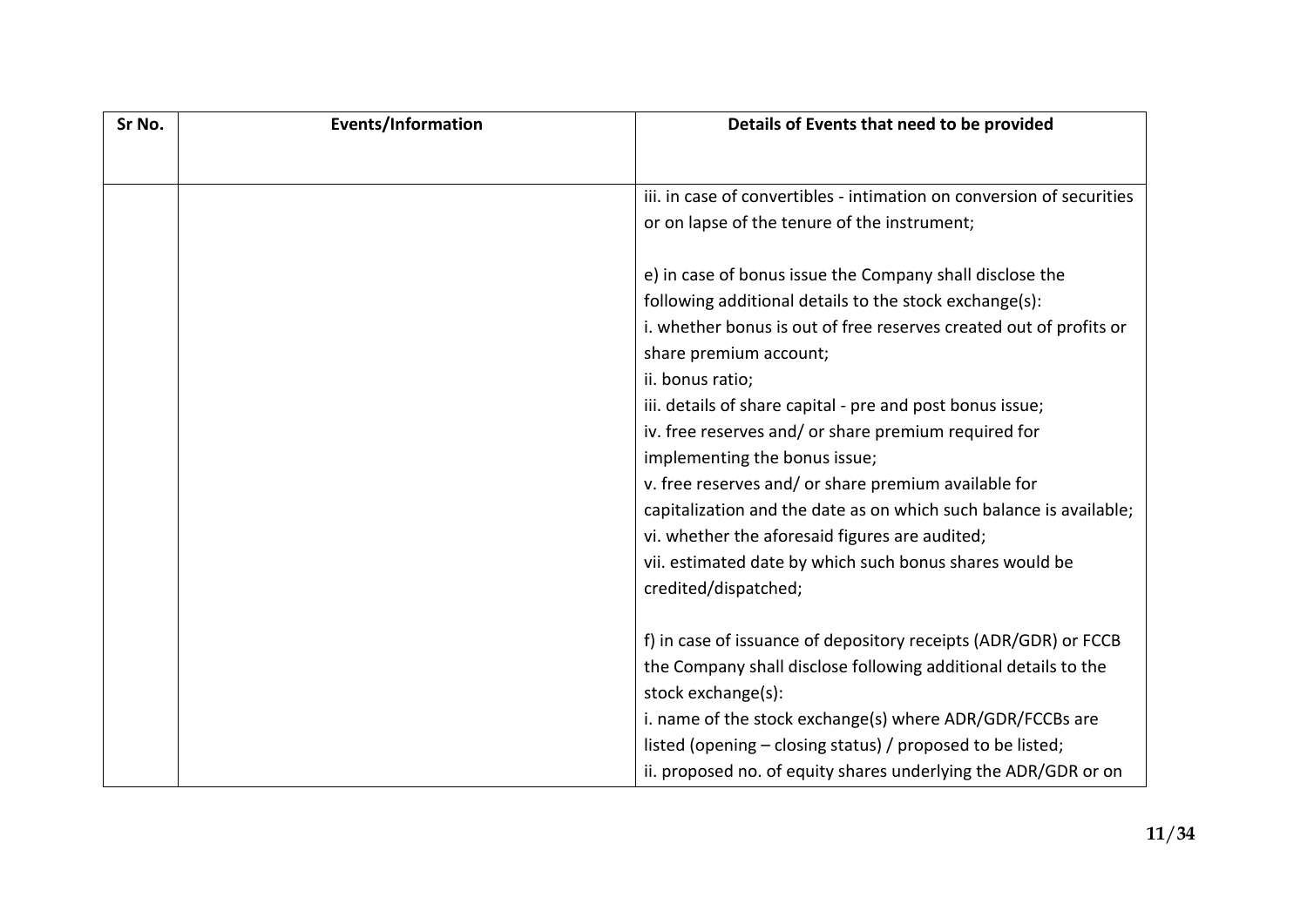| Sr No. | Events/Information | Details of Events that need to be provided |
|---|---|---|
| | | iii. in case of convertibles - intimation on conversion of securities or on lapse of the tenure of the instrument;<br><br>e) in case of bonus issue the Company shall disclose the following additional details to the stock exchange(s):<br>i. whether bonus is out of free reserves created out of profits or share premium account;<br>ii. bonus ratio;<br>iii. details of share capital - pre and post bonus issue;<br>iv. free reserves and/ or share premium required for implementing the bonus issue;<br>v. free reserves and/ or share premium available for capitalization and the date as on which such balance is available;<br>vi. whether the aforesaid figures are audited;<br>vii. estimated date by which such bonus shares would be credited/dispatched;<br><br>f) in case of issuance of depository receipts (ADR/GDR) or FCCB the Company shall disclose following additional details to the stock exchange(s):<br>i. name of the stock exchange(s) where ADR/GDR/FCCBs are listed (opening – closing status) / proposed to be listed;<br>ii. proposed no. of equity shares underlying the ADR/GDR or on |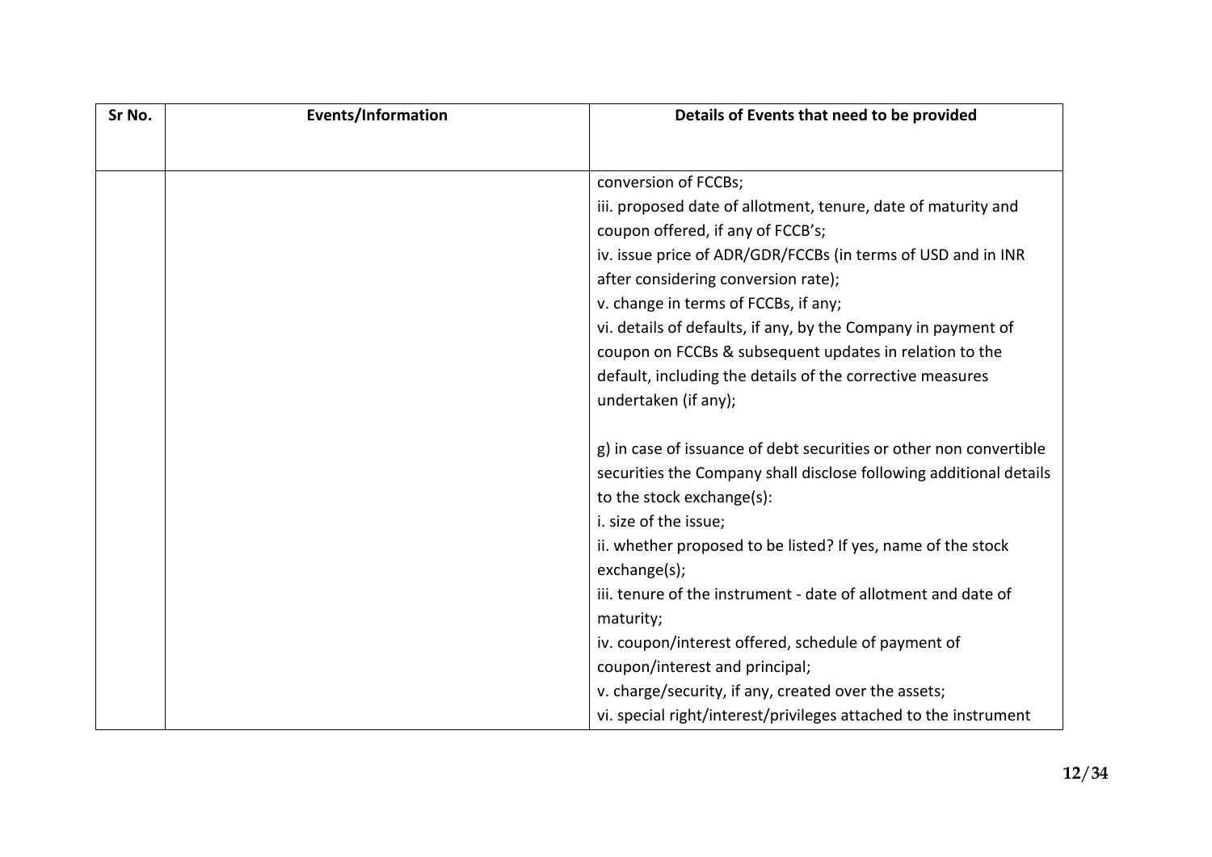| Sr No. | Events/Information | Details of Events that need to be provided |
|---|---|---|
| | | conversion of FCCBs;<br>iii. proposed date of allotment, tenure, date of maturity and coupon offered, if any of FCCB's;<br>iv. issue price of ADR/GDR/FCCBs (in terms of USD and in INR after considering conversion rate);<br>v. change in terms of FCCBs, if any;<br>vi. details of defaults, if any, by the Company in payment of coupon on FCCBs & subsequent updates in relation to the default, including the details of the corrective measures undertaken (if any);<br><br>g) in case of issuance of debt securities or other non convertible securities the Company shall disclose following additional details to the stock exchange(s):<br>i. size of the issue;<br>ii. whether proposed to be listed? If yes, name of the stock exchange(s);<br>iii. tenure of the instrument - date of allotment and date of maturity;<br>iv. coupon/interest offered, schedule of payment of coupon/interest and principal;<br>v. charge/security, if any, created over the assets;<br>vi. special right/interest/privileges attached to the instrument |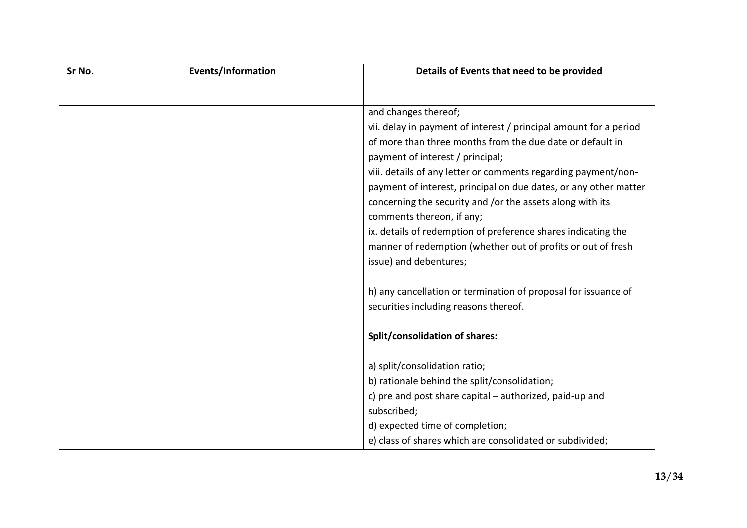| Sr No. | Events/Information | Details of Events that need to be provided |
|---|---|---|
| | | and changes thereof;<br>vii. delay in payment of interest / principal amount for a period of more than three months from the due date or default in payment of interest / principal;<br>viii. details of any letter or comments regarding payment/non-payment of interest, principal on due dates, or any other matter concerning the security and /or the assets along with its comments thereon, if any;<br>ix. details of redemption of preference shares indicating the manner of redemption (whether out of profits or out of fresh issue) and debentures;<br><br>h) any cancellation or termination of proposal for issuance of securities including reasons thereof.<br><br>**Split/consolidation of shares:**<br><br>a) split/consolidation ratio;<br>b) rationale behind the split/consolidation;<br>c) pre and post share capital – authorized, paid-up and subscribed;<br>d) expected time of completion;<br>e) class of shares which are consolidated or subdivided; |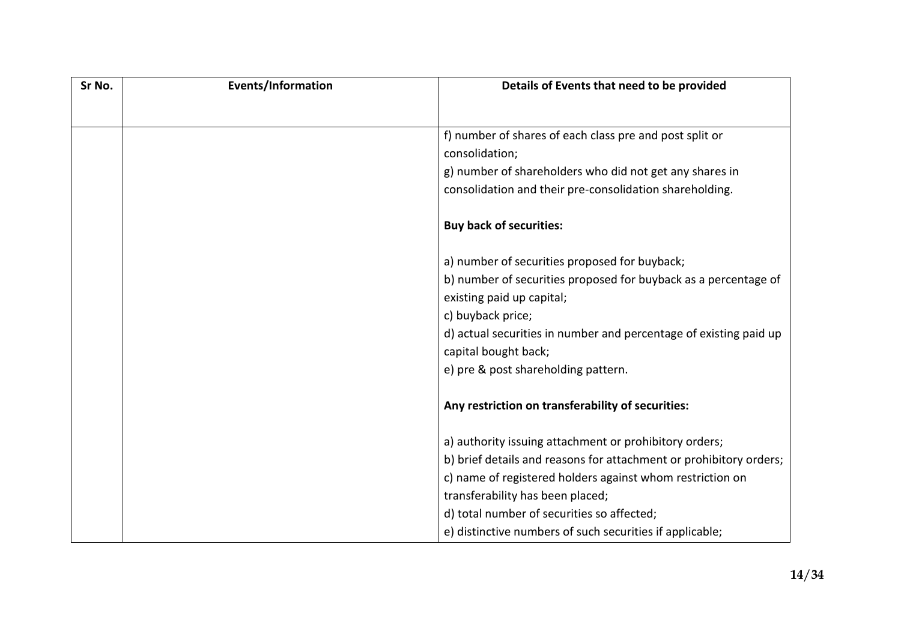| Sr No. | Events/Information | Details of Events that need to be provided |
|---|---|---|
| | | f) number of shares of each class pre and post split or consolidation;<br>g) number of shareholders who did not get any shares in consolidation and their pre-consolidation shareholding.<br><br>**Buy back of securities:**<br><br>a) number of securities proposed for buyback;<br>b) number of securities proposed for buyback as a percentage of existing paid up capital;<br>c) buyback price;<br>d) actual securities in number and percentage of existing paid up capital bought back;<br>e) pre & post shareholding pattern.<br><br>**Any restriction on transferability of securities:**<br><br>a) authority issuing attachment or prohibitory orders;<br>b) brief details and reasons for attachment or prohibitory orders;<br>c) name of registered holders against whom restriction on transferability has been placed;<br>d) total number of securities so affected;<br>e) distinctive numbers of such securities if applicable; |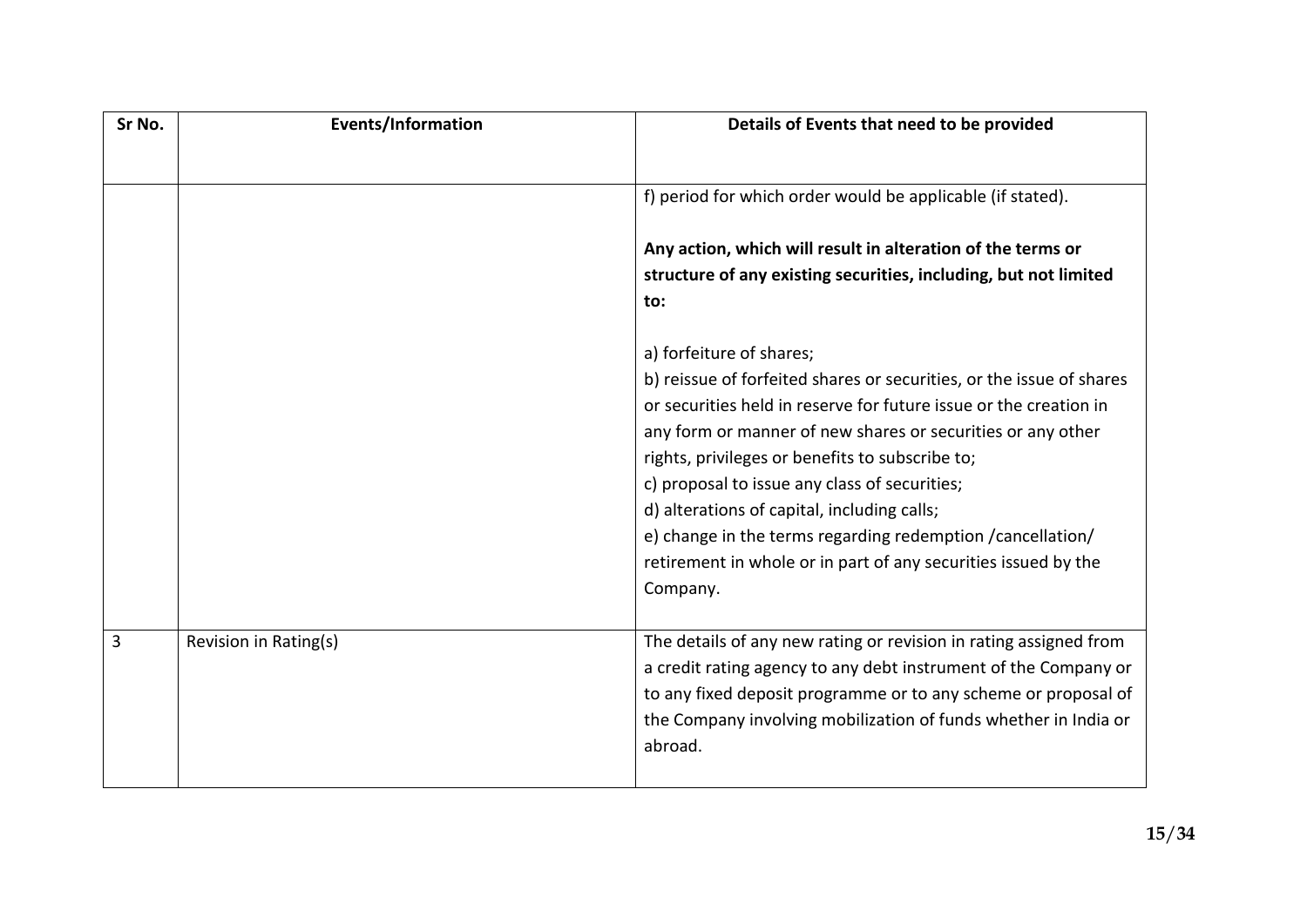| Sr No. | Events/Information | Details of Events that need to be provided |
| --- | --- | --- |
| | | f) period for which order would be applicable (if stated).<br><br>**Any action, which will result in alteration of the terms or structure of any existing securities, including, but not limited to:**<br><br>a) forfeiture of shares;<br>b) reissue of forfeited shares or securities, or the issue of shares or securities held in reserve for future issue or the creation in any form or manner of new shares or securities or any other rights, privileges or benefits to subscribe to;<br>c) proposal to issue any class of securities;<br>d) alterations of capital, including calls;<br>e) change in the terms regarding redemption /cancellation/ retirement in whole or in part of any securities issued by the Company. |
| 3 | Revision in Rating(s) | The details of any new rating or revision in rating assigned from a credit rating agency to any debt instrument of the Company or to any fixed deposit programme or to any scheme or proposal of the Company involving mobilization of funds whether in India or abroad. |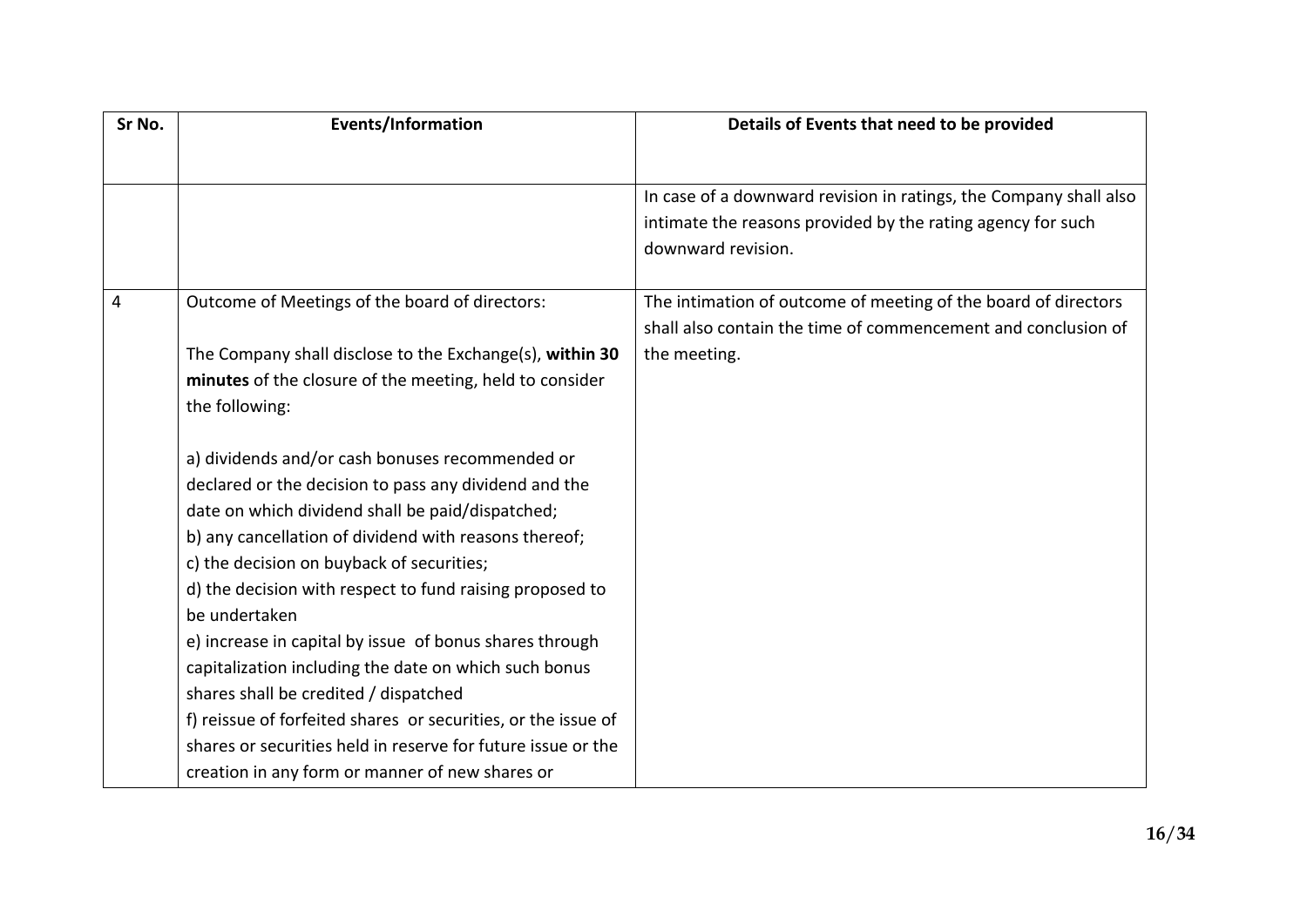| Sr No. | Events/Information | Details of Events that need to be provided |
|---|---|---|
| | | In case of a downward revision in ratings, the Company shall also intimate the reasons provided by the rating agency for such downward revision. |
| 4 | Outcome of Meetings of the board of directors:<br><br>The Company shall disclose to the Exchange(s), **within 30 minutes** of the closure of the meeting, held to consider the following:<br><br>a) dividends and/or cash bonuses recommended or declared or the decision to pass any dividend and the date on which dividend shall be paid/dispatched;<br>b) any cancellation of dividend with reasons thereof;<br>c) the decision on buyback of securities;<br>d) the decision with respect to fund raising proposed to be undertaken<br>e) increase in capital by issue of bonus shares through capitalization including the date on which such bonus shares shall be credited / dispatched<br>f) reissue of forfeited shares or securities, or the issue of shares or securities held in reserve for future issue or the creation in any form or manner of new shares or | The intimation of outcome of meeting of the board of directors shall also contain the time of commencement and conclusion of the meeting. |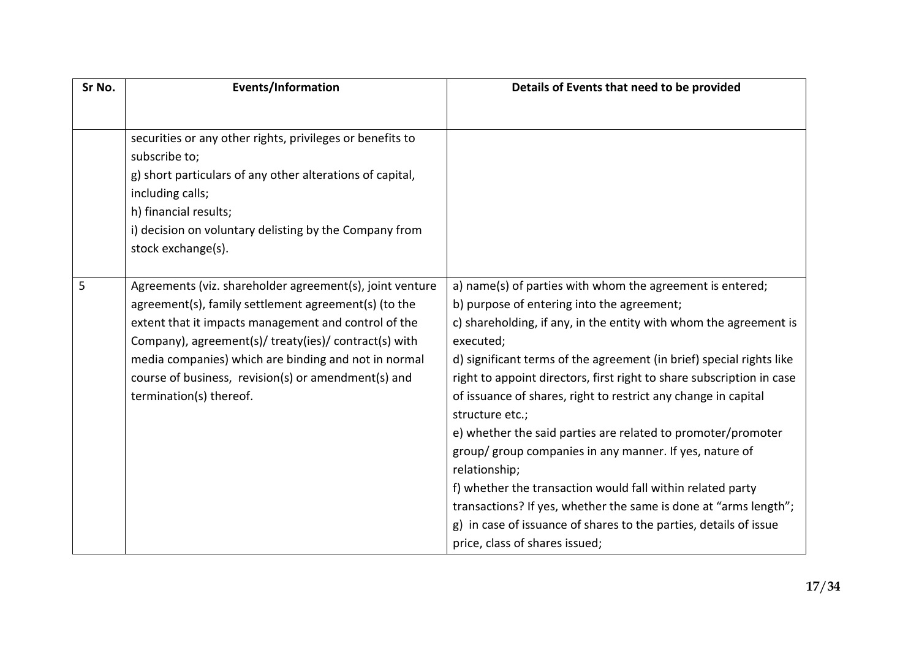| Sr No. | Events/Information | Details of Events that need to be provided |
|---|---|---|
| | securities or any other rights, privileges or benefits to subscribe to;<br>g) short particulars of any other alterations of capital, including calls;<br>h) financial results;<br>i) decision on voluntary delisting by the Company from stock exchange(s). | |
| 5 | Agreements (viz. shareholder agreement(s), joint venture agreement(s), family settlement agreement(s) (to the extent that it impacts management and control of the Company), agreement(s)/ treaty(ies)/ contract(s) with media companies) which are binding and not in normal course of business, revision(s) or amendment(s) and termination(s) thereof. | a) name(s) of parties with whom the agreement is entered;<br>b) purpose of entering into the agreement;<br>c) shareholding, if any, in the entity with whom the agreement is executed;<br>d) significant terms of the agreement (in brief) special rights like right to appoint directors, first right to share subscription in case of issuance of shares, right to restrict any change in capital structure etc.;<br>e) whether the said parties are related to promoter/promoter group/ group companies in any manner. If yes, nature of relationship;<br>f) whether the transaction would fall within related party transactions? If yes, whether the same is done at "arms length";<br>g) in case of issuance of shares to the parties, details of issue price, class of shares issued; |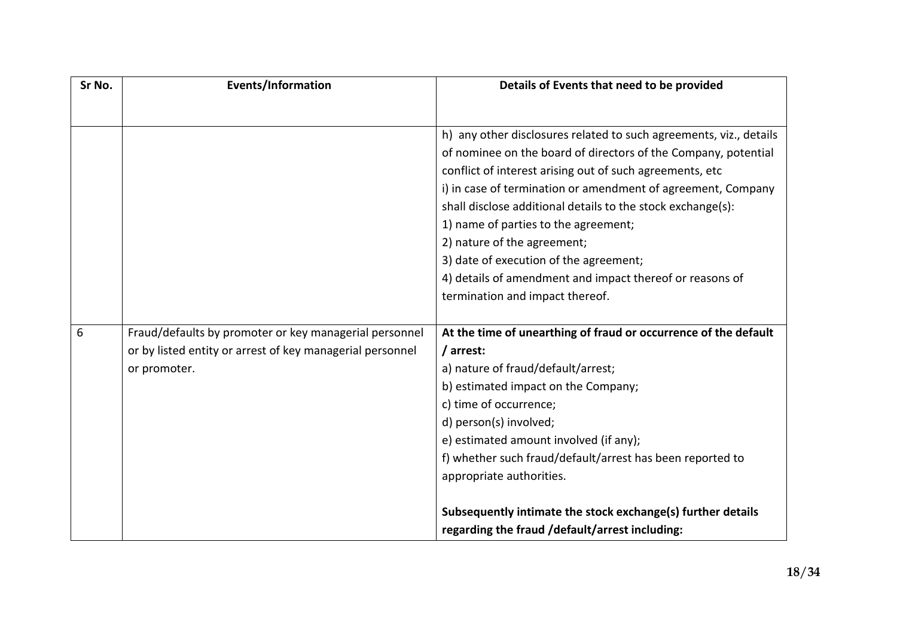| Sr No. | Events/Information | Details of Events that need to be provided |
|---|---|---|
| | | h) any other disclosures related to such agreements, viz., details of nominee on the board of directors of the Company, potential conflict of interest arising out of such agreements, etc<br>i) in case of termination or amendment of agreement, Company shall disclose additional details to the stock exchange(s):<br>1) name of parties to the agreement;<br>2) nature of the agreement;<br>3) date of execution of the agreement;<br>4) details of amendment and impact thereof or reasons of termination and impact thereof. |
| 6 | Fraud/defaults by promoter or key managerial personnel or by listed entity or arrest of key managerial personnel or promoter. | **At the time of unearthing of fraud or occurrence of the default / arrest:**<br>a) nature of fraud/default/arrest;<br>b) estimated impact on the Company;<br>c) time of occurrence;<br>d) person(s) involved;<br>e) estimated amount involved (if any);<br>f) whether such fraud/default/arrest has been reported to appropriate authorities.<br><br>**Subsequently intimate the stock exchange(s) further details regarding the fraud /default/arrest including:** |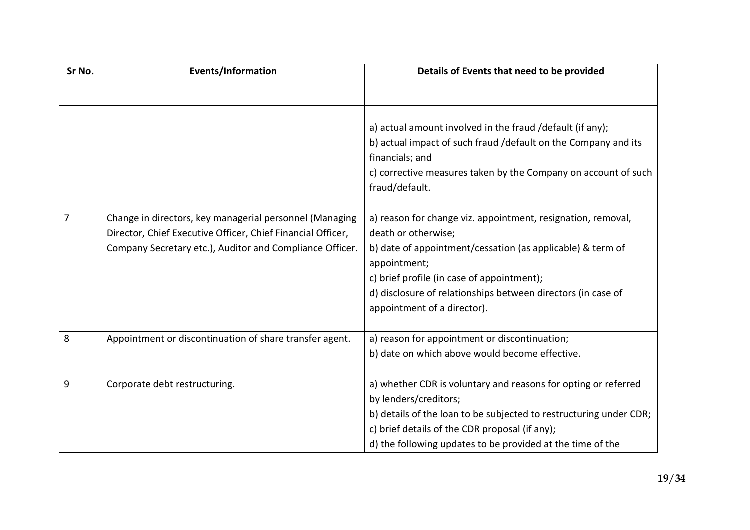| Sr No. | Events/Information | Details of Events that need to be provided |
|---|---|---|
| | | a) actual amount involved in the fraud /default (if any);<br>b) actual impact of such fraud /default on the Company and its financials; and<br>c) corrective measures taken by the Company on account of such fraud/default. |
| 7 | Change in directors, key managerial personnel (Managing Director, Chief Executive Officer, Chief Financial Officer, Company Secretary etc.), Auditor and Compliance Officer. | a) reason for change viz. appointment, resignation, removal, death or otherwise;<br>b) date of appointment/cessation (as applicable) & term of appointment;<br>c) brief profile (in case of appointment);<br>d) disclosure of relationships between directors (in case of appointment of a director). |
| 8 | Appointment or discontinuation of share transfer agent. | a) reason for appointment or discontinuation;<br>b) date on which above would become effective. |
| 9 | Corporate debt restructuring. | a) whether CDR is voluntary and reasons for opting or referred by lenders/creditors;<br>b) details of the loan to be subjected to restructuring under CDR;<br>c) brief details of the CDR proposal (if any);<br>d) the following updates to be provided at the time of the |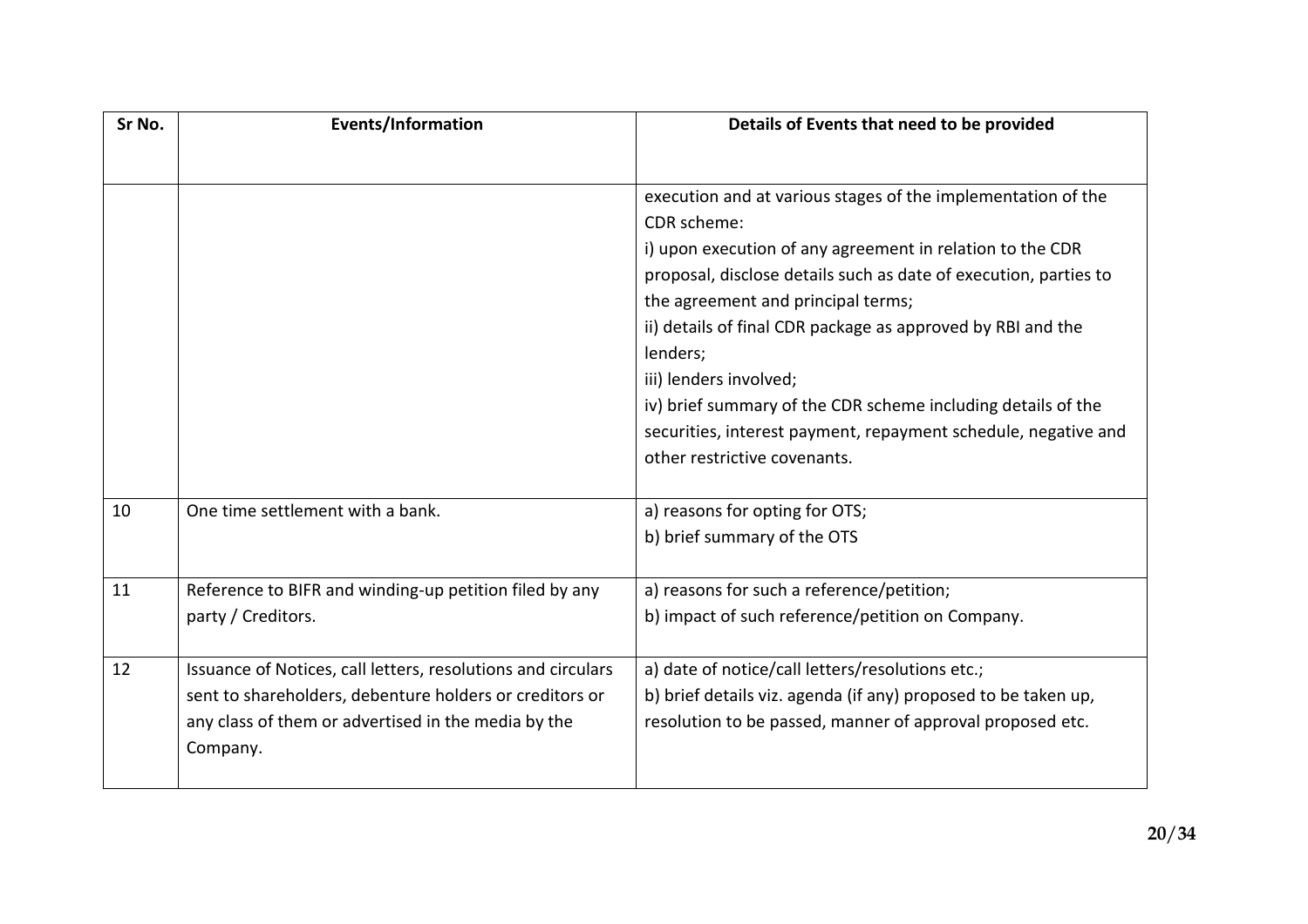| Sr No. | Events/Information | Details of Events that need to be provided |
|---|---|---|
| | | execution and at various stages of the implementation of the CDR scheme:<br>i) upon execution of any agreement in relation to the CDR proposal, disclose details such as date of execution, parties to the agreement and principal terms;<br>ii) details of final CDR package as approved by RBI and the lenders;<br>iii) lenders involved;<br>iv) brief summary of the CDR scheme including details of the securities, interest payment, repayment schedule, negative and other restrictive covenants. |
| 10 | One time settlement with a bank. | a) reasons for opting for OTS;<br>b) brief summary of the OTS |
| 11 | Reference to BIFR and winding-up petition filed by any party / Creditors. | a) reasons for such a reference/petition;<br>b) impact of such reference/petition on Company. |
| 12 | Issuance of Notices, call letters, resolutions and circulars sent to shareholders, debenture holders or creditors or any class of them or advertised in the media by the Company. | a) date of notice/call letters/resolutions etc.;<br>b) brief details viz. agenda (if any) proposed to be taken up, resolution to be passed, manner of approval proposed etc. |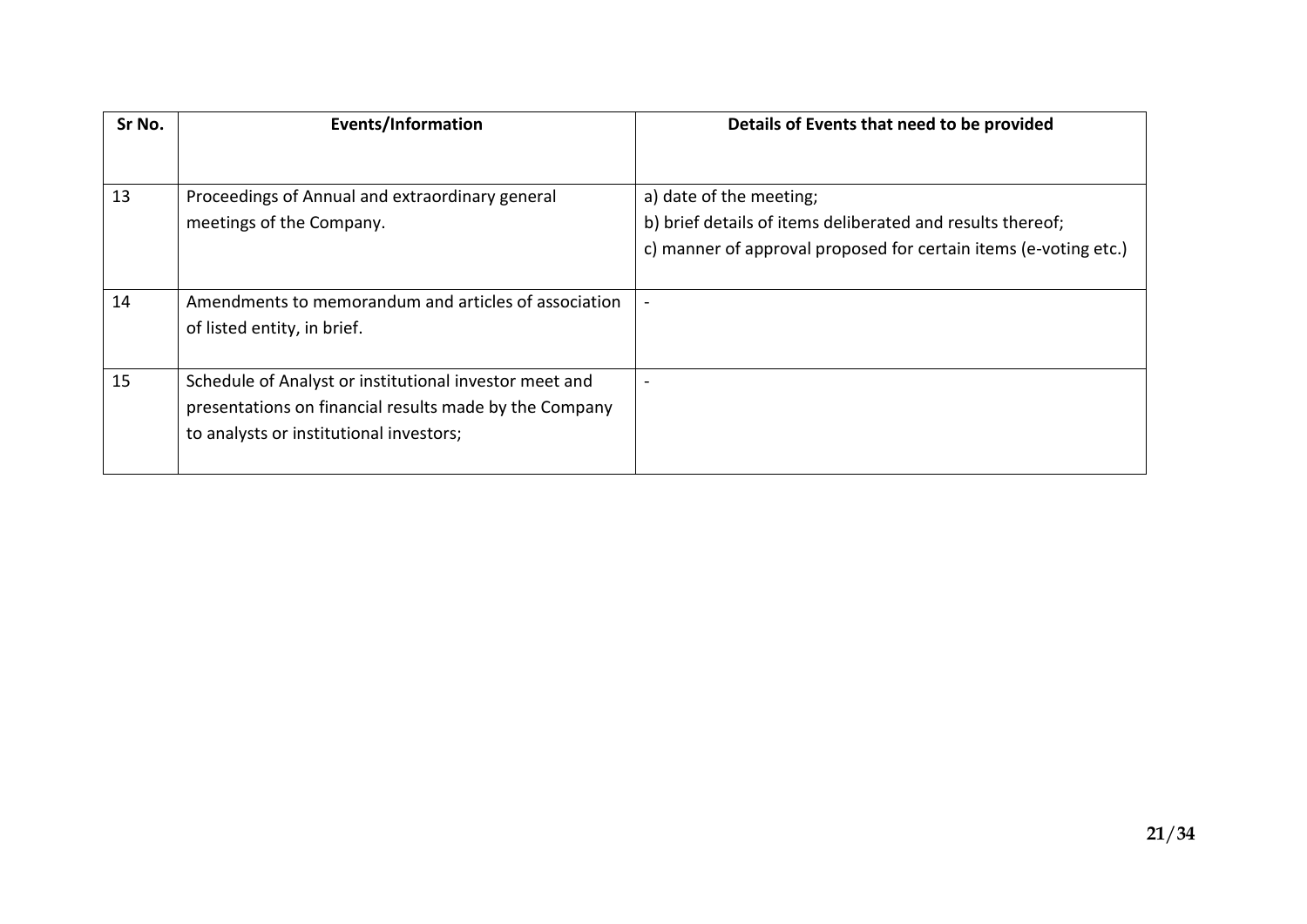| Sr No. | Events/Information | Details of Events that need to be provided |
| --- | --- | --- |
| 13 | Proceedings of Annual and extraordinary general meetings of the Company. | a) date of the meeting;<br>b) brief details of items deliberated and results thereof;<br>c) manner of approval proposed for certain items (e-voting etc.) |
| 14 | Amendments to memorandum and articles of association of listed entity, in brief. | - |
| 15 | Schedule of Analyst or institutional investor meet and presentations on financial results made by the Company to analysts or institutional investors; | - |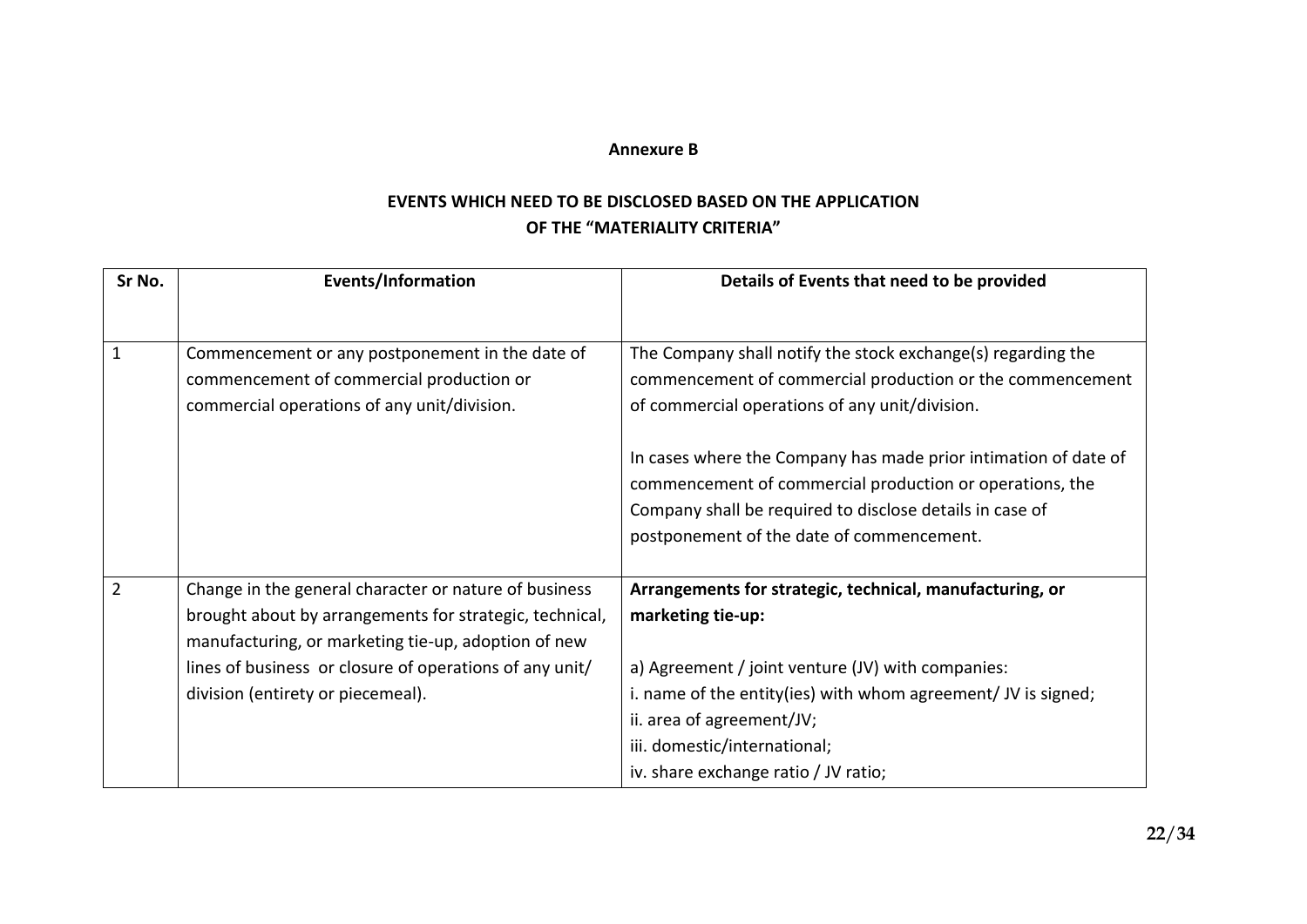**Annexure B**

**EVENTS WHICH NEED TO BE DISCLOSED BASED ON THE APPLICATION OF THE "MATERIALITY CRITERIA"**

| Sr No. | Events/Information | Details of Events that need to be provided |
|---|---|---|
| 1 | Commencement or any postponement in the date of commencement of commercial production or commercial operations of any unit/division. | The Company shall notify the stock exchange(s) regarding the commencement of commercial production or the commencement of commercial operations of any unit/division.<br><br>In cases where the Company has made prior intimation of date of commencement of commercial production or operations, the Company shall be required to disclose details in case of postponement of the date of commencement. |
| 2 | Change in the general character or nature of business brought about by arrangements for strategic, technical, manufacturing, or marketing tie-up, adoption of new lines of business or closure of operations of any unit/ division (entirety or piecemeal). | **Arrangements for strategic, technical, manufacturing, or marketing tie-up:**<br><br>a) Agreement / joint venture (JV) with companies:<br>i. name of the entity(ies) with whom agreement/ JV is signed;<br>ii. area of agreement/JV;<br>iii. domestic/international;<br>iv. share exchange ratio / JV ratio; |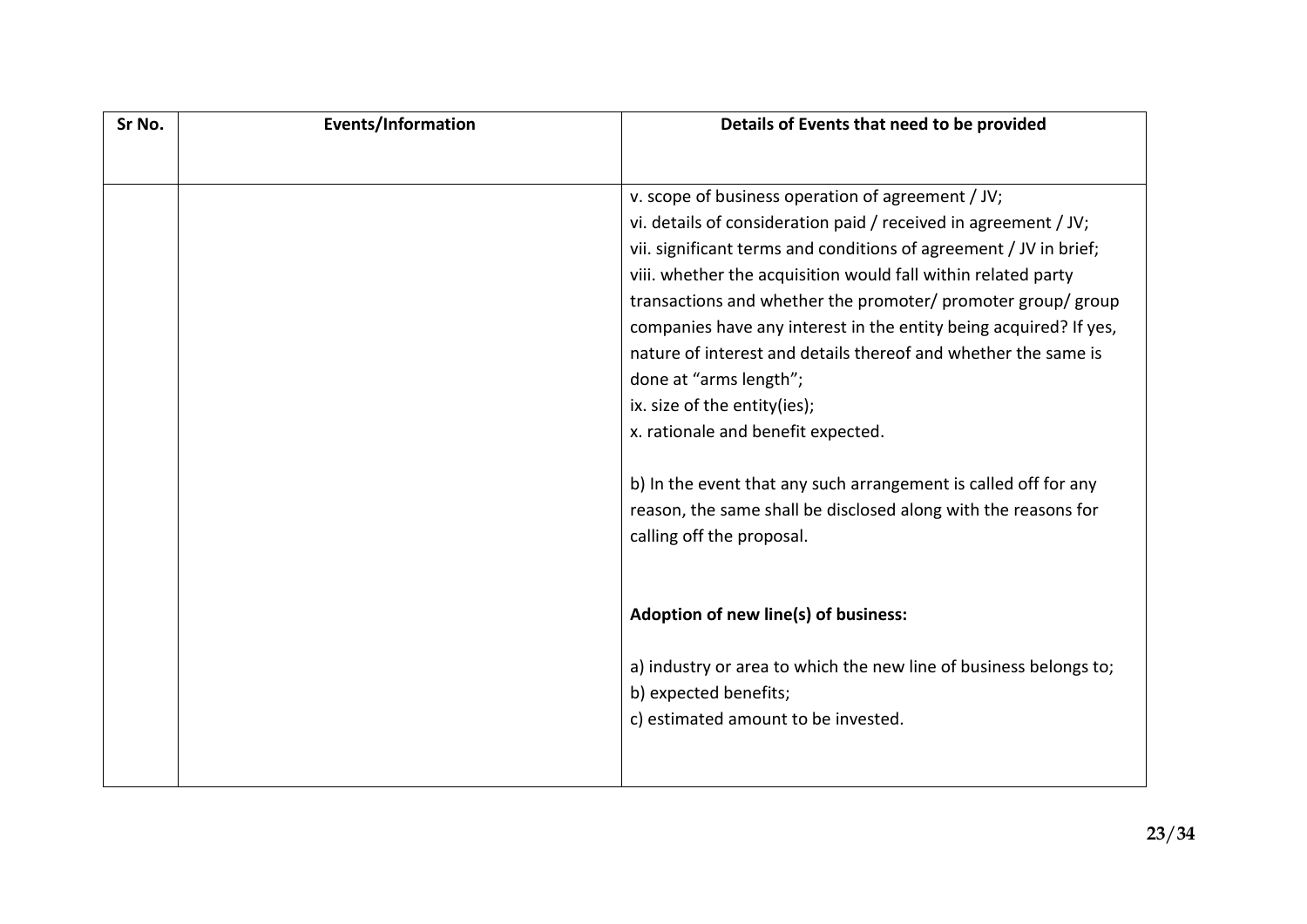| Sr No. | Events/Information | Details of Events that need to be provided |
|---|---|---|
| | | v. scope of business operation of agreement / JV;<br>vi. details of consideration paid / received in agreement / JV;<br>vii. significant terms and conditions of agreement / JV in brief;<br>viii. whether the acquisition would fall within related party transactions and whether the promoter/ promoter group/ group companies have any interest in the entity being acquired? If yes, nature of interest and details thereof and whether the same is done at "arms length";<br>ix. size of the entity(ies);<br>x. rationale and benefit expected.<br><br>b) In the event that any such arrangement is called off for any reason, the same shall be disclosed along with the reasons for calling off the proposal.<br><br>**Adoption of new line(s) of business:**<br><br>a) industry or area to which the new line of business belongs to;<br>b) expected benefits;<br>c) estimated amount to be invested. |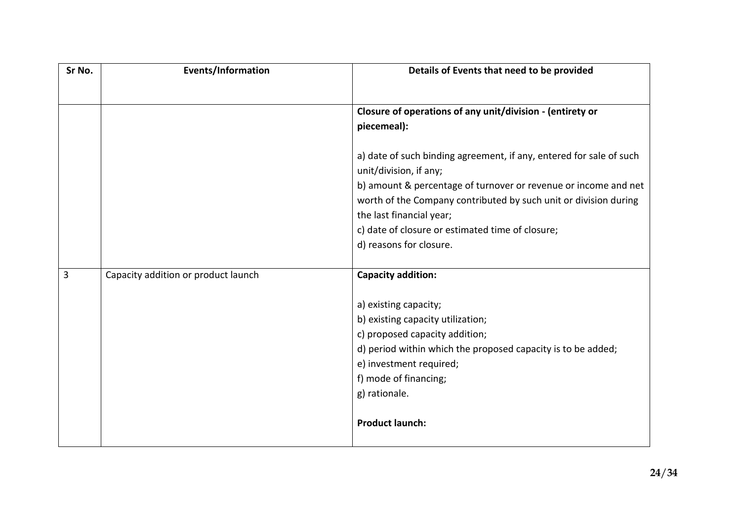| Sr No. | Events/Information | Details of Events that need to be provided |
|---|---|---|
| | | **Closure of operations of any unit/division - (entirety or piecemeal):**<br><br>a) date of such binding agreement, if any, entered for sale of such unit/division, if any;<br>b) amount & percentage of turnover or revenue or income and net worth of the Company contributed by such unit or division during the last financial year;<br>c) date of closure or estimated time of closure;<br>d) reasons for closure. |
| 3 | Capacity addition or product launch | **Capacity addition:**<br><br>a) existing capacity;<br>b) existing capacity utilization;<br>c) proposed capacity addition;<br>d) period within which the proposed capacity is to be added;<br>e) investment required;<br>f) mode of financing;<br>g) rationale.<br><br>**Product launch:** |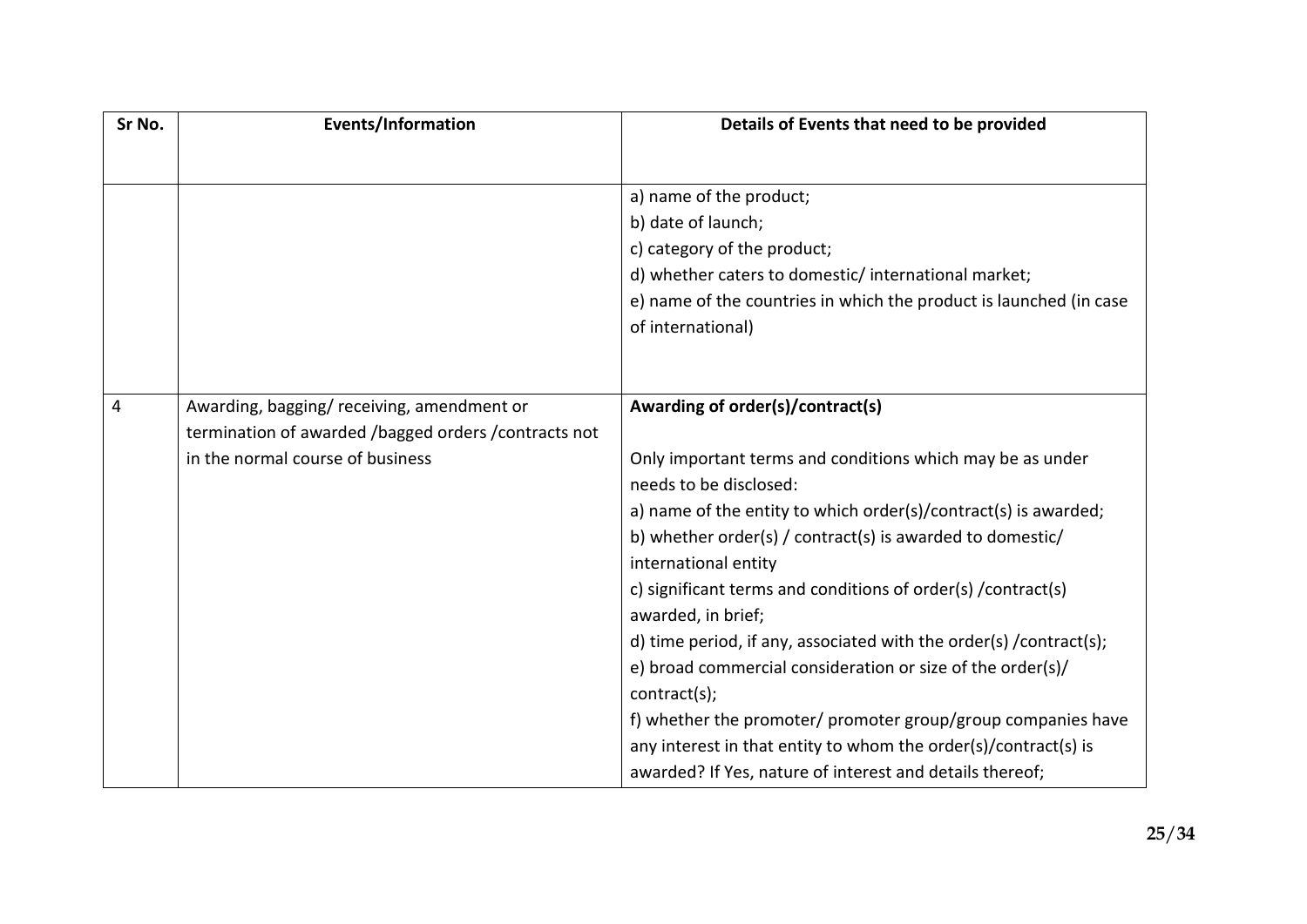| Sr No. | Events/Information | Details of Events that need to be provided |
|---|---|---|
| | | a) name of the product;<br>b) date of launch;<br>c) category of the product;<br>d) whether caters to domestic/ international market;<br>e) name of the countries in which the product is launched (in case of international) |
| 4 | Awarding, bagging/ receiving, amendment or termination of awarded /bagged orders /contracts not in the normal course of business | **Awarding of order(s)/contract(s)**<br><br>Only important terms and conditions which may be as under needs to be disclosed:<br>a) name of the entity to which order(s)/contract(s) is awarded;<br>b) whether order(s) / contract(s) is awarded to domestic/ international entity<br>c) significant terms and conditions of order(s) /contract(s) awarded, in brief;<br>d) time period, if any, associated with the order(s) /contract(s);<br>e) broad commercial consideration or size of the order(s)/ contract(s);<br>f) whether the promoter/ promoter group/group companies have any interest in that entity to whom the order(s)/contract(s) is awarded? If Yes, nature of interest and details thereof; |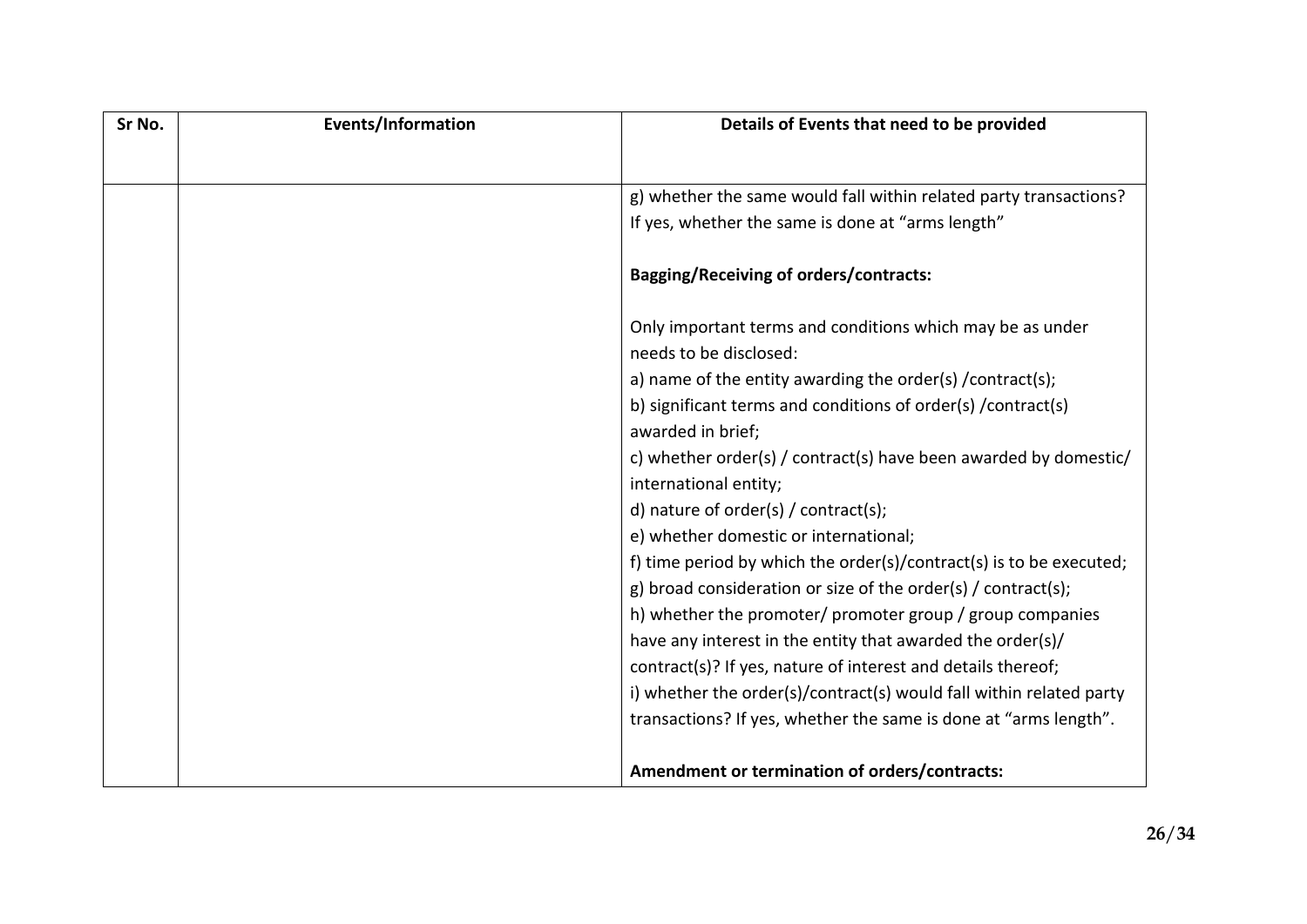| Sr No. | Events/Information | Details of Events that need to be provided |
|---|---|---|
| | | g) whether the same would fall within related party transactions? If yes, whether the same is done at "arms length"<br><br>**Bagging/Receiving of orders/contracts:**<br><br>Only important terms and conditions which may be as under needs to be disclosed:<br>a) name of the entity awarding the order(s) /contract(s);<br>b) significant terms and conditions of order(s) /contract(s) awarded in brief;<br>c) whether order(s) / contract(s) have been awarded by domestic/ international entity;<br>d) nature of order(s) / contract(s);<br>e) whether domestic or international;<br>f) time period by which the order(s)/contract(s) is to be executed;<br>g) broad consideration or size of the order(s) / contract(s);<br>h) whether the promoter/ promoter group / group companies have any interest in the entity that awarded the order(s)/ contract(s)? If yes, nature of interest and details thereof;<br>i) whether the order(s)/contract(s) would fall within related party transactions? If yes, whether the same is done at "arms length".<br><br>**Amendment or termination of orders/contracts:** |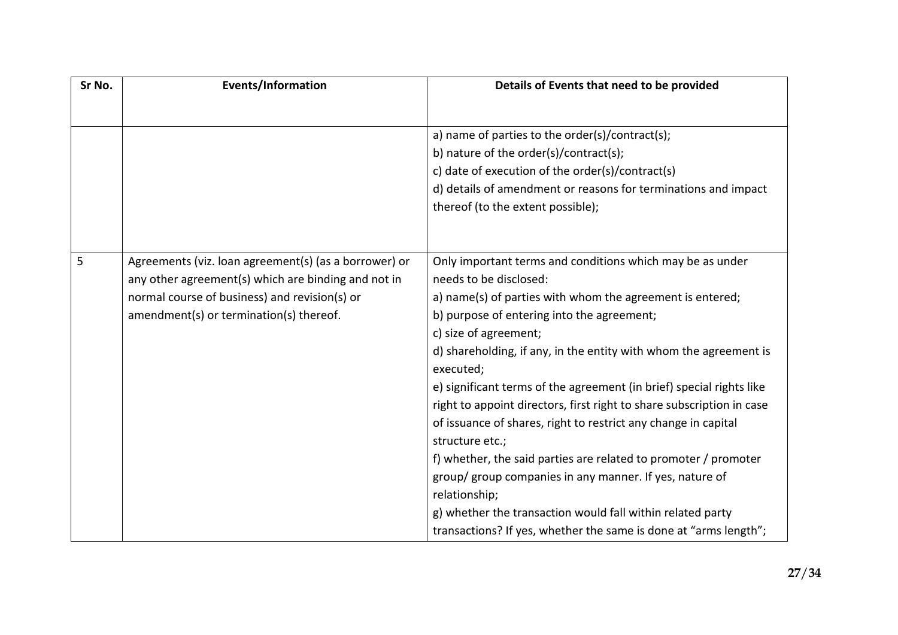| Sr No. | Events/Information | Details of Events that need to be provided |
|---|---|---|
| | | a) name of parties to the order(s)/contract(s);<br>b) nature of the order(s)/contract(s);<br>c) date of execution of the order(s)/contract(s)<br>d) details of amendment or reasons for terminations and impact thereof (to the extent possible); |
| 5 | Agreements (viz. loan agreement(s) (as a borrower) or any other agreement(s) which are binding and not in normal course of business) and revision(s) or amendment(s) or termination(s) thereof. | Only important terms and conditions which may be as under needs to be disclosed:<br>a) name(s) of parties with whom the agreement is entered;<br>b) purpose of entering into the agreement;<br>c) size of agreement;<br>d) shareholding, if any, in the entity with whom the agreement is executed;<br>e) significant terms of the agreement (in brief) special rights like right to appoint directors, first right to share subscription in case of issuance of shares, right to restrict any change in capital structure etc.;<br>f) whether, the said parties are related to promoter / promoter group/ group companies in any manner. If yes, nature of relationship;<br>g) whether the transaction would fall within related party transactions? If yes, whether the same is done at "arms length"; |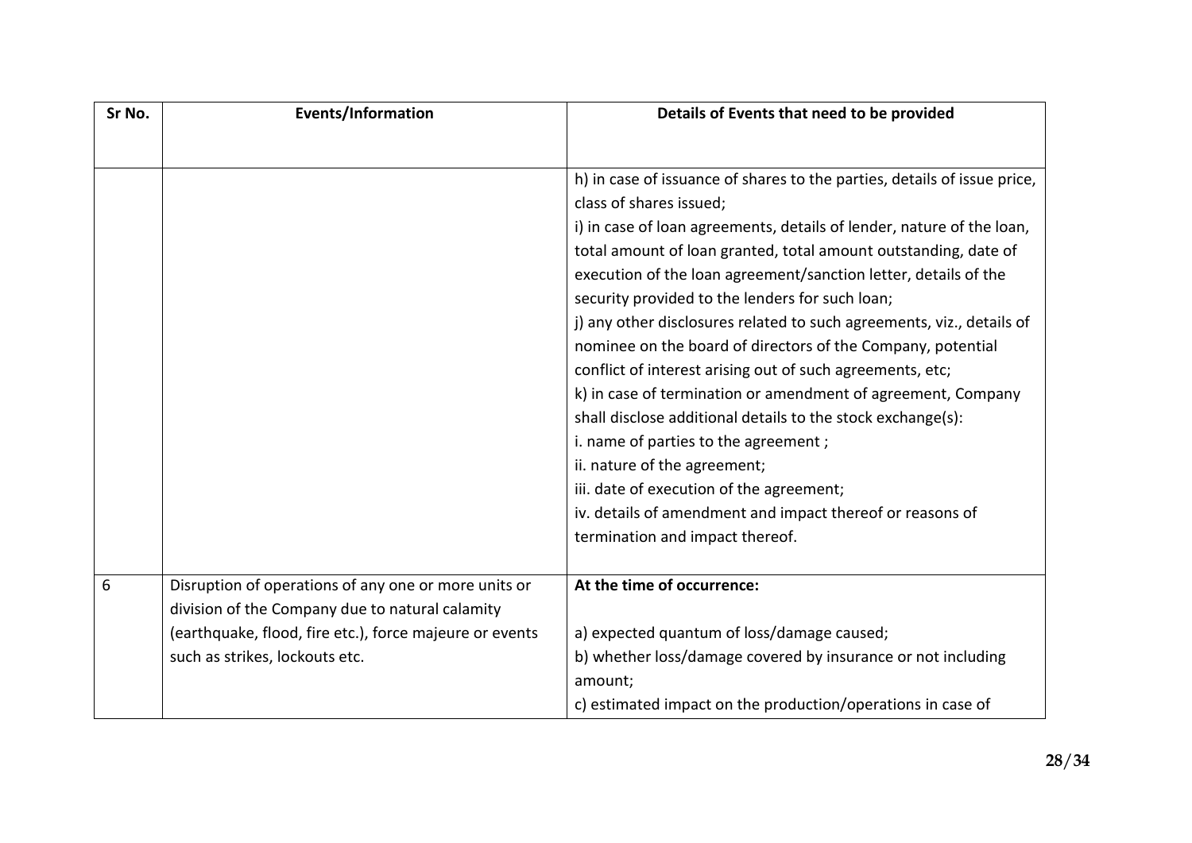| Sr No. | Events/Information | Details of Events that need to be provided |
|---|---|---|
| | | h) in case of issuance of shares to the parties, details of issue price, class of shares issued;<br>i) in case of loan agreements, details of lender, nature of the loan, total amount of loan granted, total amount outstanding, date of execution of the loan agreement/sanction letter, details of the security provided to the lenders for such loan;<br>j) any other disclosures related to such agreements, viz., details of nominee on the board of directors of the Company, potential conflict of interest arising out of such agreements, etc;<br>k) in case of termination or amendment of agreement, Company shall disclose additional details to the stock exchange(s):<br>i. name of parties to the agreement ;<br>ii. nature of the agreement;<br>iii. date of execution of the agreement;<br>iv. details of amendment and impact thereof or reasons of termination and impact thereof. |
| 6 | Disruption of operations of any one or more units or division of the Company due to natural calamity (earthquake, flood, fire etc.), force majeure or events such as strikes, lockouts etc. | **At the time of occurrence:**<br><br>a) expected quantum of loss/damage caused;<br>b) whether loss/damage covered by insurance or not including amount;<br>c) estimated impact on the production/operations in case of |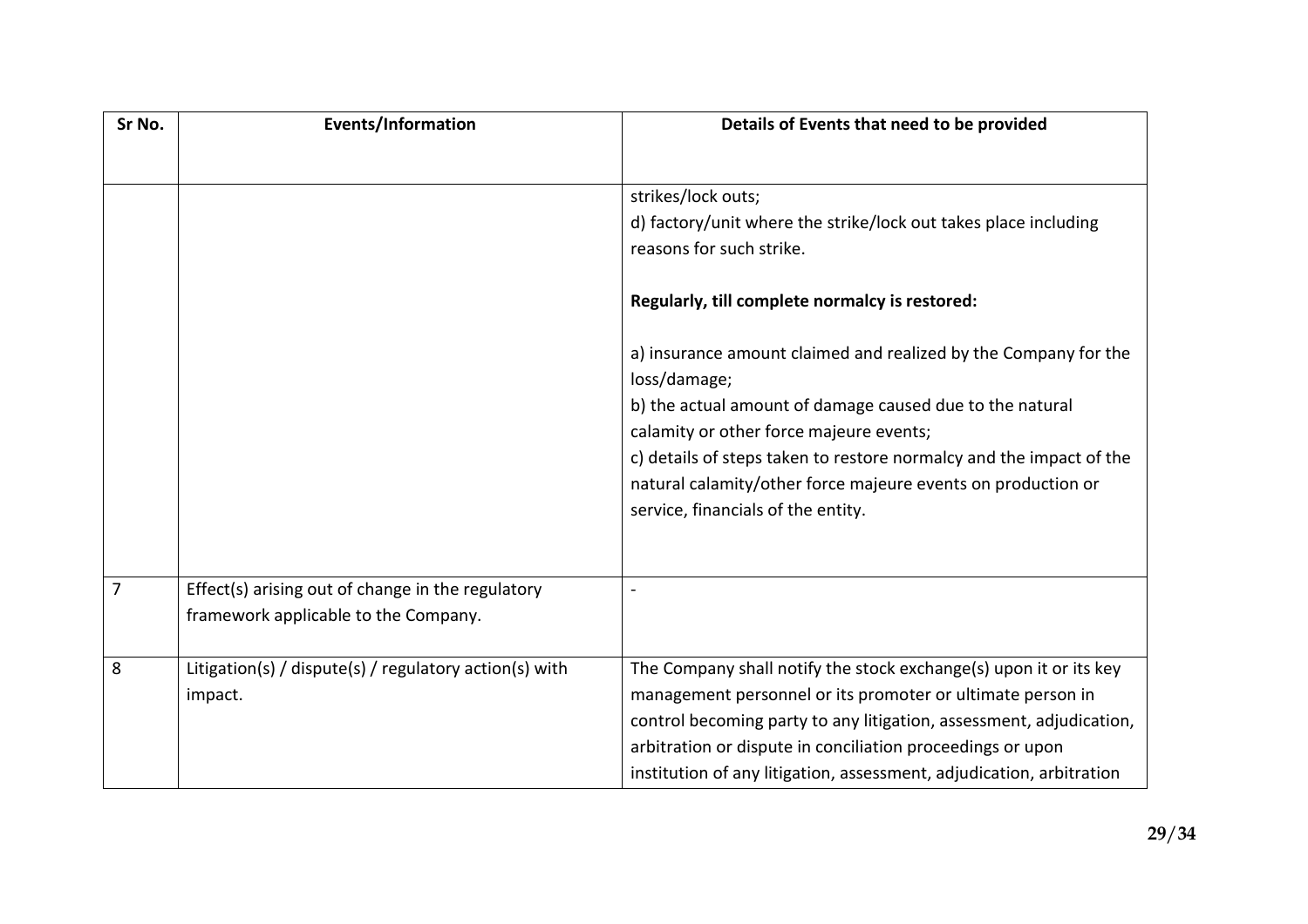| Sr No. | Events/Information | Details of Events that need to be provided |
|---|---|---|
| | | strikes/lock outs;<br>d) factory/unit where the strike/lock out takes place including reasons for such strike.<br><br>**Regularly, till complete normalcy is restored:**<br><br>a) insurance amount claimed and realized by the Company for the loss/damage;<br>b) the actual amount of damage caused due to the natural calamity or other force majeure events;<br>c) details of steps taken to restore normalcy and the impact of the natural calamity/other force majeure events on production or service, financials of the entity. |
| 7 | Effect(s) arising out of change in the regulatory framework applicable to the Company. | - |
| 8 | Litigation(s) / dispute(s) / regulatory action(s) with impact. | The Company shall notify the stock exchange(s) upon it or its key management personnel or its promoter or ultimate person in control becoming party to any litigation, assessment, adjudication, arbitration or dispute in conciliation proceedings or upon institution of any litigation, assessment, adjudication, arbitration |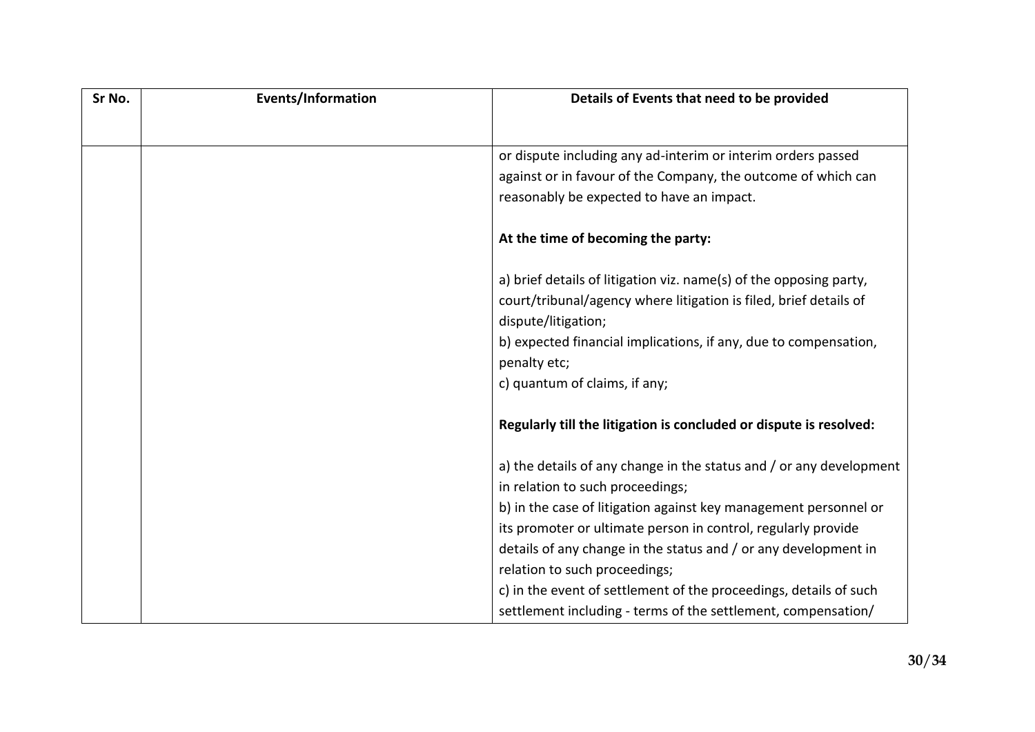| Sr No. | Events/Information | Details of Events that need to be provided |
|---|---|---|
| | | or dispute including any ad-interim or interim orders passed against or in favour of the Company, the outcome of which can reasonably be expected to have an impact.<br><br>**At the time of becoming the party:**<br><br>a) brief details of litigation viz. name(s) of the opposing party, court/tribunal/agency where litigation is filed, brief details of dispute/litigation;<br>b) expected financial implications, if any, due to compensation, penalty etc;<br>c) quantum of claims, if any;<br><br>**Regularly till the litigation is concluded or dispute is resolved:**<br><br>a) the details of any change in the status and / or any development in relation to such proceedings;<br>b) in the case of litigation against key management personnel or its promoter or ultimate person in control, regularly provide details of any change in the status and / or any development in relation to such proceedings;<br>c) in the event of settlement of the proceedings, details of such settlement including - terms of the settlement, compensation/ |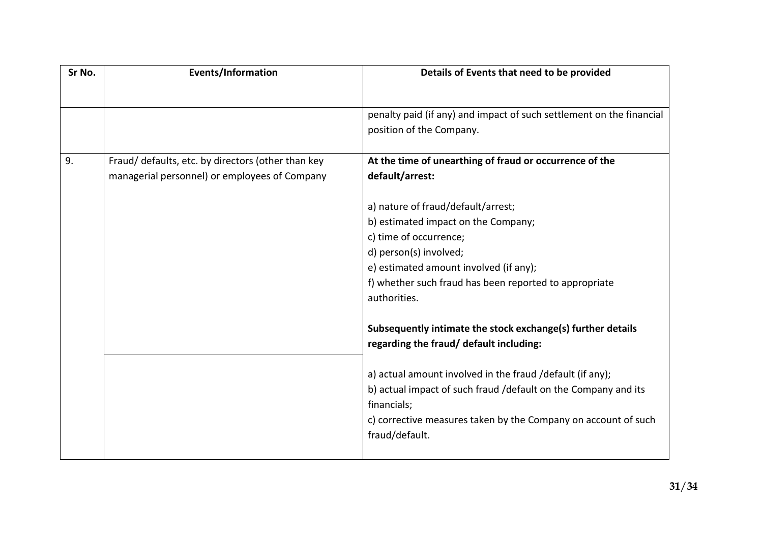| Sr No. | Events/Information | Details of Events that need to be provided |
|---|---|---|
| | | penalty paid (if any) and impact of such settlement on the financial position of the Company. |
| 9. | Fraud/ defaults, etc. by directors (other than key managerial personnel) or employees of Company | **At the time of unearthing of fraud or occurrence of the default/arrest:**<br><br>a) nature of fraud/default/arrest;<br>b) estimated impact on the Company;<br>c) time of occurrence;<br>d) person(s) involved;<br>e) estimated amount involved (if any);<br>f) whether such fraud has been reported to appropriate authorities.<br><br>**Subsequently intimate the stock exchange(s) further details regarding the fraud/ default including:**<br><br>a) actual amount involved in the fraud /default (if any);<br>b) actual impact of such fraud /default on the Company and its financials;<br>c) corrective measures taken by the Company on account of such fraud/default. |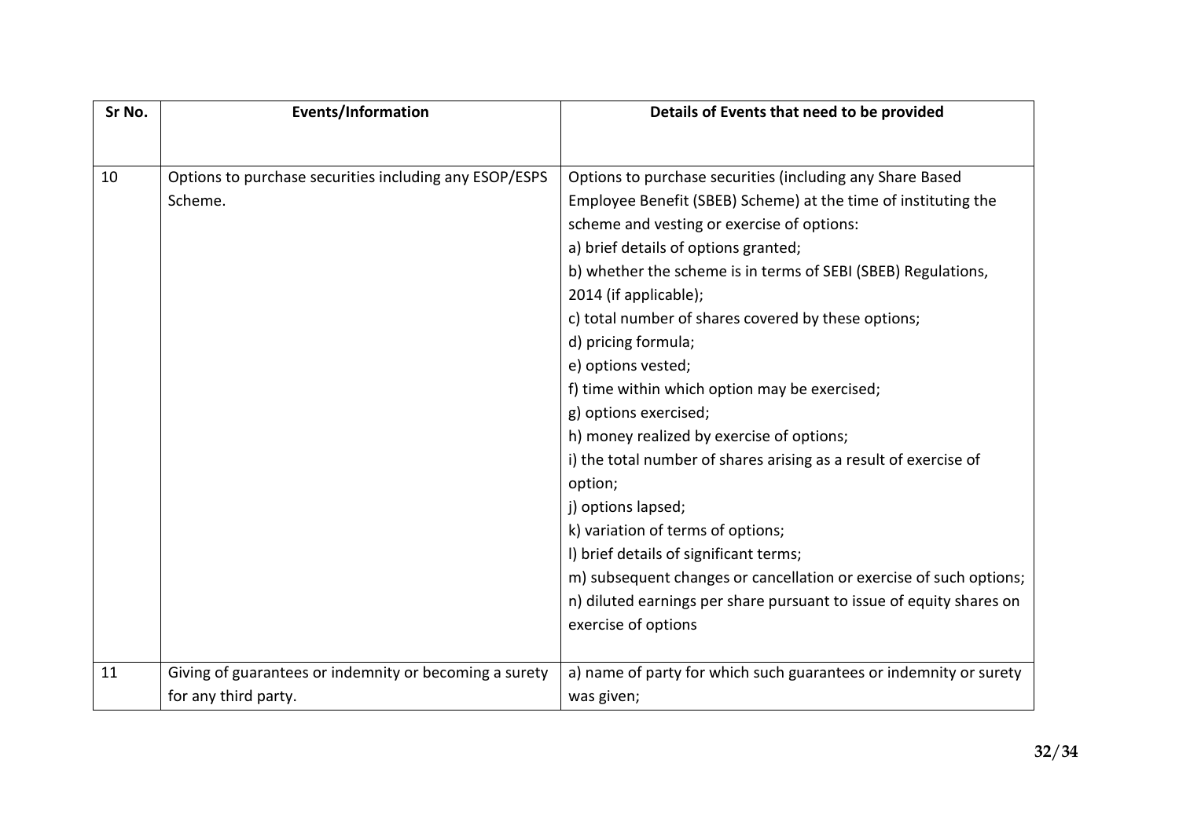| Sr No. | Events/Information | Details of Events that need to be provided |
|---|---|---|
| 10 | Options to purchase securities including any ESOP/ESPS Scheme. | Options to purchase securities (including any Share Based Employee Benefit (SBEB) Scheme) at the time of instituting the scheme and vesting or exercise of options:<br>a) brief details of options granted;<br>b) whether the scheme is in terms of SEBI (SBEB) Regulations, 2014 (if applicable);<br>c) total number of shares covered by these options;<br>d) pricing formula;<br>e) options vested;<br>f) time within which option may be exercised;<br>g) options exercised;<br>h) money realized by exercise of options;<br>i) the total number of shares arising as a result of exercise of option;<br>j) options lapsed;<br>k) variation of terms of options;<br>l) brief details of significant terms;<br>m) subsequent changes or cancellation or exercise of such options;<br>n) diluted earnings per share pursuant to issue of equity shares on exercise of options |
| 11 | Giving of guarantees or indemnity or becoming a surety for any third party. | a) name of party for which such guarantees or indemnity or surety was given; |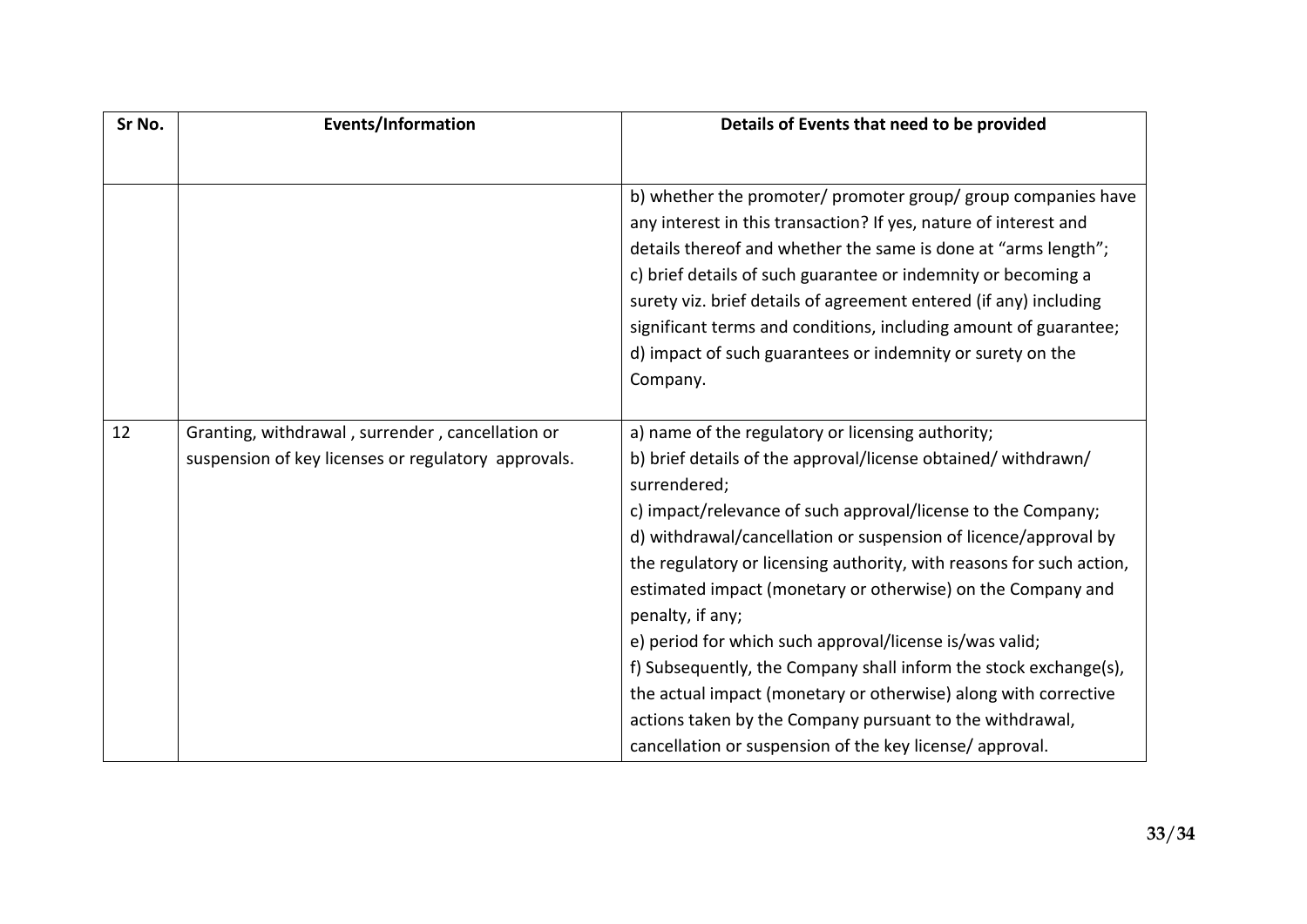| Sr No. | Events/Information | Details of Events that need to be provided |
|---|---|---|
| | | b) whether the promoter/ promoter group/ group companies have any interest in this transaction? If yes, nature of interest and details thereof and whether the same is done at "arms length";<br>c) brief details of such guarantee or indemnity or becoming a surety viz. brief details of agreement entered (if any) including significant terms and conditions, including amount of guarantee;<br>d) impact of such guarantees or indemnity or surety on the Company. |
| 12 | Granting, withdrawal , surrender , cancellation or suspension of key licenses or regulatory approvals. | a) name of the regulatory or licensing authority;<br>b) brief details of the approval/license obtained/ withdrawn/ surrendered;<br>c) impact/relevance of such approval/license to the Company;<br>d) withdrawal/cancellation or suspension of licence/approval by the regulatory or licensing authority, with reasons for such action, estimated impact (monetary or otherwise) on the Company and penalty, if any;<br>e) period for which such approval/license is/was valid;<br>f) Subsequently, the Company shall inform the stock exchange(s), the actual impact (monetary or otherwise) along with corrective actions taken by the Company pursuant to the withdrawal, cancellation or suspension of the key license/ approval. |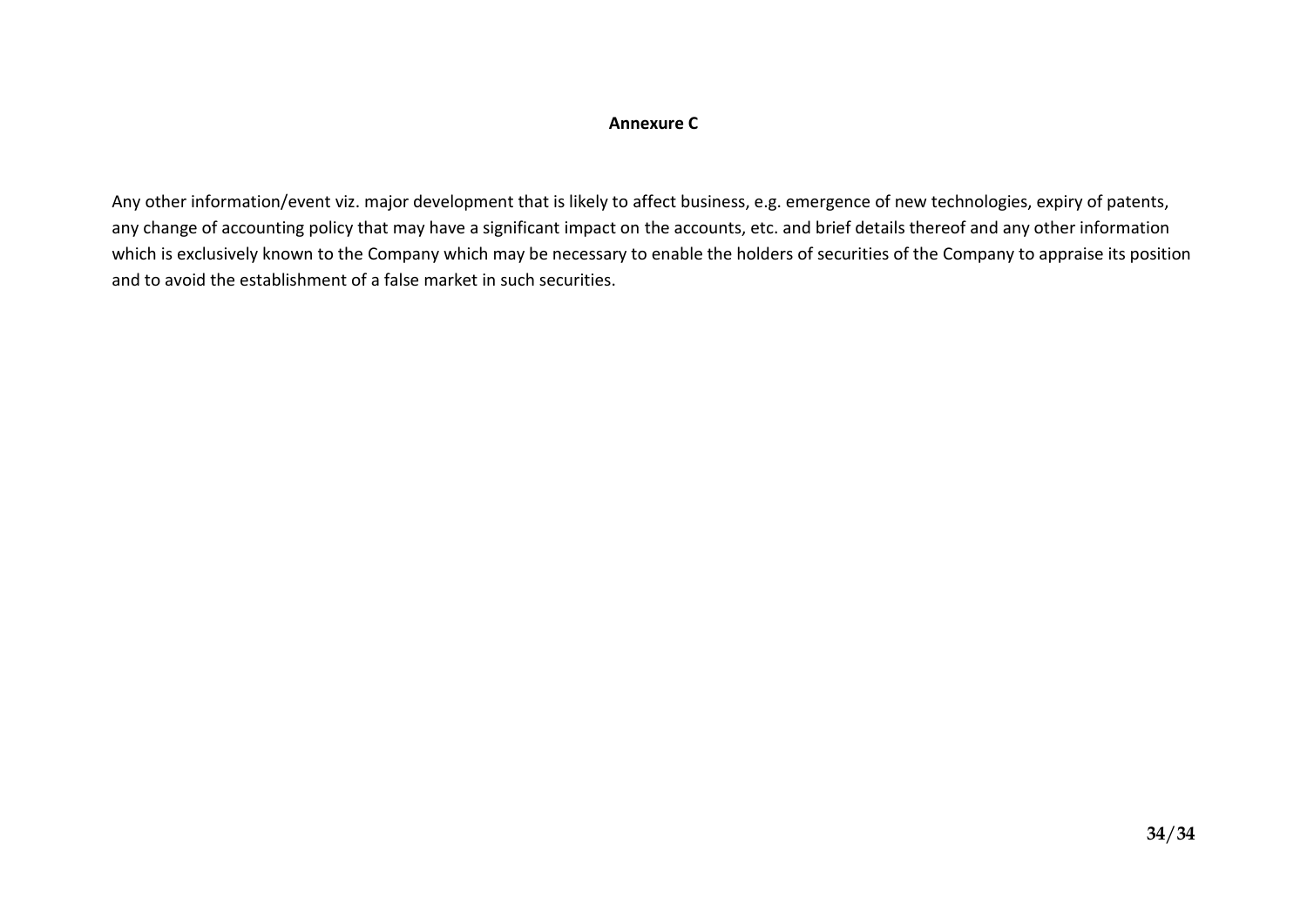**Annexure C**

Any other information/event viz. major development that is likely to affect business, e.g. emergence of new technologies, expiry of patents, any change of accounting policy that may have a significant impact on the accounts, etc. and brief details thereof and any other information which is exclusively known to the Company which may be necessary to enable the holders of securities of the Company to appraise its position and to avoid the establishment of a false market in such securities.